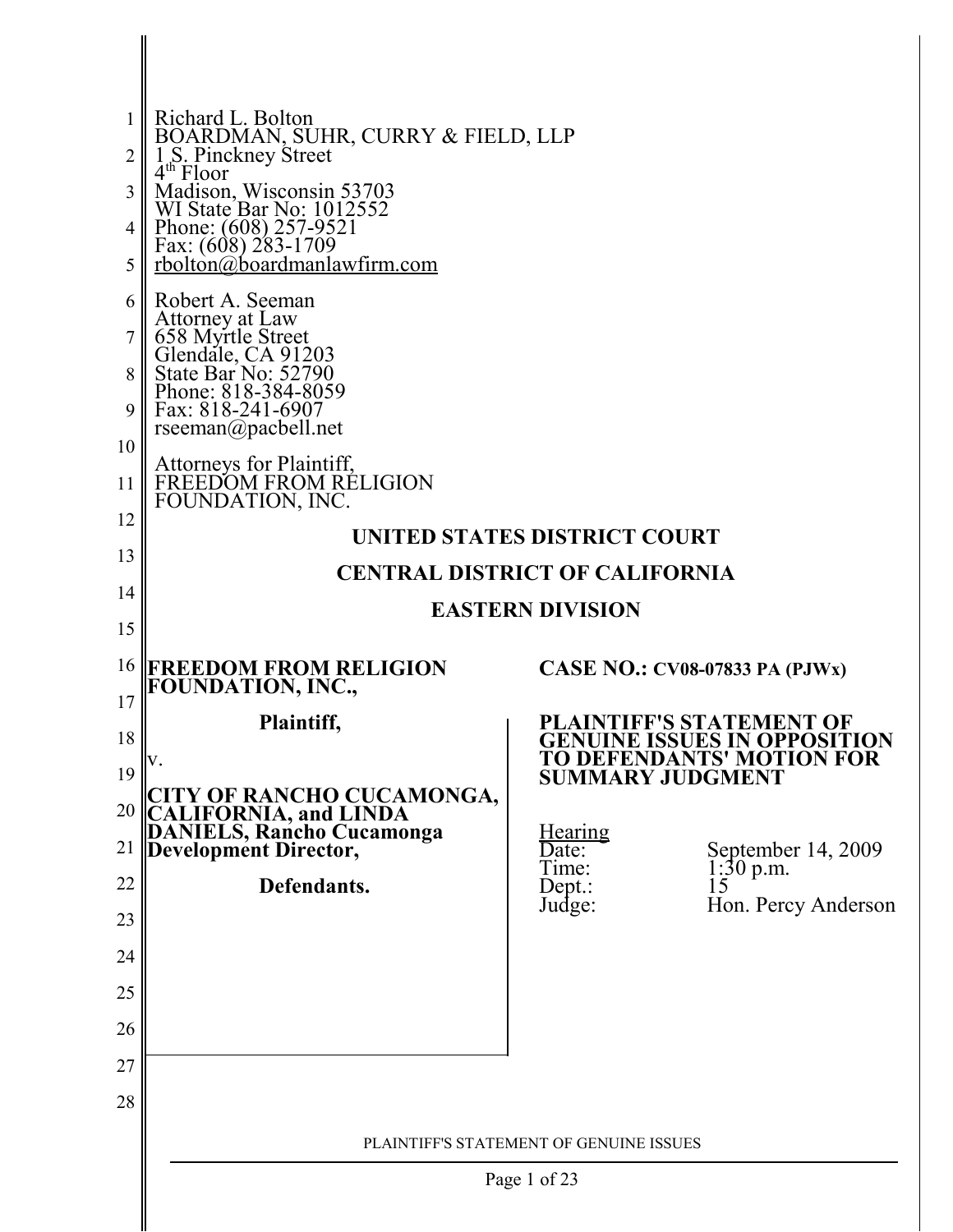Richard L. Bolton
BOARDMAN, SUHR, CURRY & FIELD, LLP
1 S. Pinckney Street
4th Floor
Madison, Wisconsin 53703
WI State Bar No: 1012552
Phone: (608) 257-9521
Fax: (608) 283-1709
rbolton@boardmanlawfirm.com

Robert A. Seeman
Attorney at Law
658 Myrtle Street
Glendale, CA 91203
State Bar No: 52790
Phone: 818-384-8059
Fax: 818-241-6907
rseeman@pacbell.net

Attorneys for Plaintiff,
FREEDOM FROM RELIGION
FOUNDATION, INC.

**UNITED STATES DISTRICT COURT**

**CENTRAL DISTRICT OF CALIFORNIA**

**EASTERN DIVISION**

**FREEDOM FROM RELIGION FOUNDATION, INC.,**

**Plaintiff,**

v.

**CITY OF RANCHO CUCAMONGA, CALIFORNIA, and LINDA DANIELS, Rancho Cucamonga Development Director,**

**Defendants.**

**CASE NO.: CV08-07833 PA (PJWx)**

**PLAINTIFF'S STATEMENT OF GENUINE ISSUES IN OPPOSITION TO DEFENDANTS' MOTION FOR SUMMARY JUDGMENT**

Hearing
Date: September 14, 2009
Time: 1:30 p.m.
Dept.: 15
Judge: Hon. Percy Anderson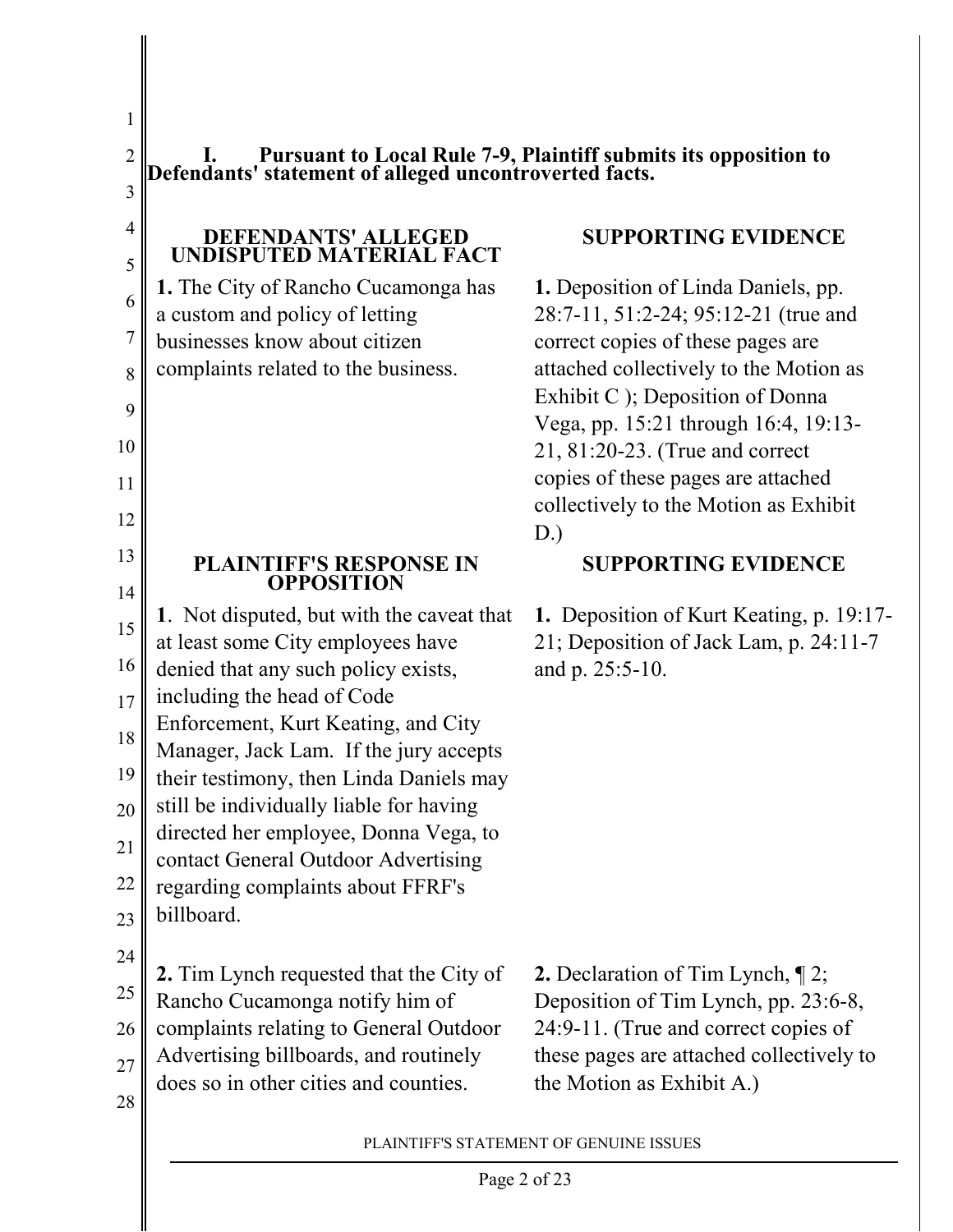## I. Pursuant to Local Rule 7-9, Plaintiff submits its opposition to Defendants' statement of alleged uncontroverted facts.

| DEFENDANTS' ALLEGED UNDISPUTED MATERIAL FACT | SUPPORTING EVIDENCE |
|---|---|
| **1.** The City of Rancho Cucamonga has a custom and policy of letting businesses know about citizen complaints related to the business. | **1.** Deposition of Linda Daniels, pp. 28:7-11, 51:2-24; 95:12-21 (true and correct copies of these pages are attached collectively to the Motion as Exhibit C ); Deposition of Donna Vega, pp. 15:21 through 16:4, 19:13-21, 81:20-23. (True and correct copies of these pages are attached collectively to the Motion as Exhibit D.) |
| **PLAINTIFF'S RESPONSE IN OPPOSITION** | **SUPPORTING EVIDENCE** |
| **1**. Not disputed, but with the caveat that at least some City employees have denied that any such policy exists, including the head of Code Enforcement, Kurt Keating, and City Manager, Jack Lam. If the jury accepts their testimony, then Linda Daniels may still be individually liable for having directed her employee, Donna Vega, to contact General Outdoor Advertising regarding complaints about FFRF's billboard. | **1.** Deposition of Kurt Keating, p. 19:17-21; Deposition of Jack Lam, p. 24:11-7 and p. 25:5-10. |
| **2.** Tim Lynch requested that the City of Rancho Cucamonga notify him of complaints relating to General Outdoor Advertising billboards, and routinely does so in other cities and counties. | **2.** Declaration of Tim Lynch, ¶ 2; Deposition of Tim Lynch, pp. 23:6-8, 24:9-11. (True and correct copies of these pages are attached collectively to the Motion as Exhibit A.) |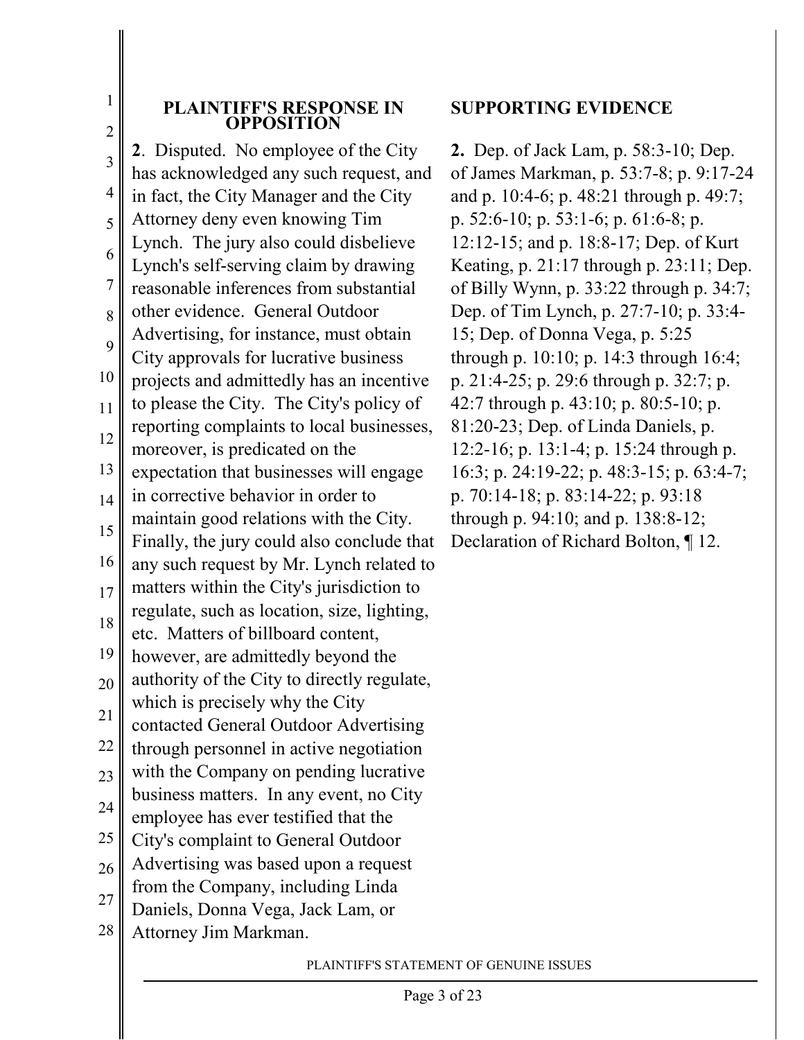| PLAINTIFF'S RESPONSE IN OPPOSITION | SUPPORTING EVIDENCE |
|---|---|
| **2**. Disputed. No employee of the City has acknowledged any such request, and in fact, the City Manager and the City Attorney deny even knowing Tim Lynch. The jury also could disbelieve Lynch's self-serving claim by drawing reasonable inferences from substantial other evidence. General Outdoor Advertising, for instance, must obtain City approvals for lucrative business projects and admittedly has an incentive to please the City. The City's policy of reporting complaints to local businesses, moreover, is predicated on the expectation that businesses will engage in corrective behavior in order to maintain good relations with the City. Finally, the jury could also conclude that any such request by Mr. Lynch related to matters within the City's jurisdiction to regulate, such as location, size, lighting, etc. Matters of billboard content, however, are admittedly beyond the authority of the City to directly regulate, which is precisely why the City contacted General Outdoor Advertising through personnel in active negotiation with the Company on pending lucrative business matters. In any event, no City employee has ever testified that the City's complaint to General Outdoor Advertising was based upon a request from the Company, including Linda Daniels, Donna Vega, Jack Lam, or Attorney Jim Markman. | **2.** Dep. of Jack Lam, p. 58:3-10; Dep. of James Markman, p. 53:7-8; p. 9:17-24 and p. 10:4-6; p. 48:21 through p. 49:7; p. 52:6-10; p. 53:1-6; p. 61:6-8; p. 12:12-15; and p. 18:8-17; Dep. of Kurt Keating, p. 21:17 through p. 23:11; Dep. of Billy Wynn, p. 33:22 through p. 34:7; Dep. of Tim Lynch, p. 27:7-10; p. 33:4-15; Dep. of Donna Vega, p. 5:25 through p. 10:10; p. 14:3 through 16:4; p. 21:4-25; p. 29:6 through p. 32:7; p. 42:7 through p. 43:10; p. 80:5-10; p. 81:20-23; Dep. of Linda Daniels, p. 12:2-16; p. 13:1-4; p. 15:24 through p. 16:3; p. 24:19-22; p. 48:3-15; p. 63:4-7; p. 70:14-18; p. 83:14-22; p. 93:18 through p. 94:10; and p. 138:8-12; Declaration of Richard Bolton, ¶ 12. |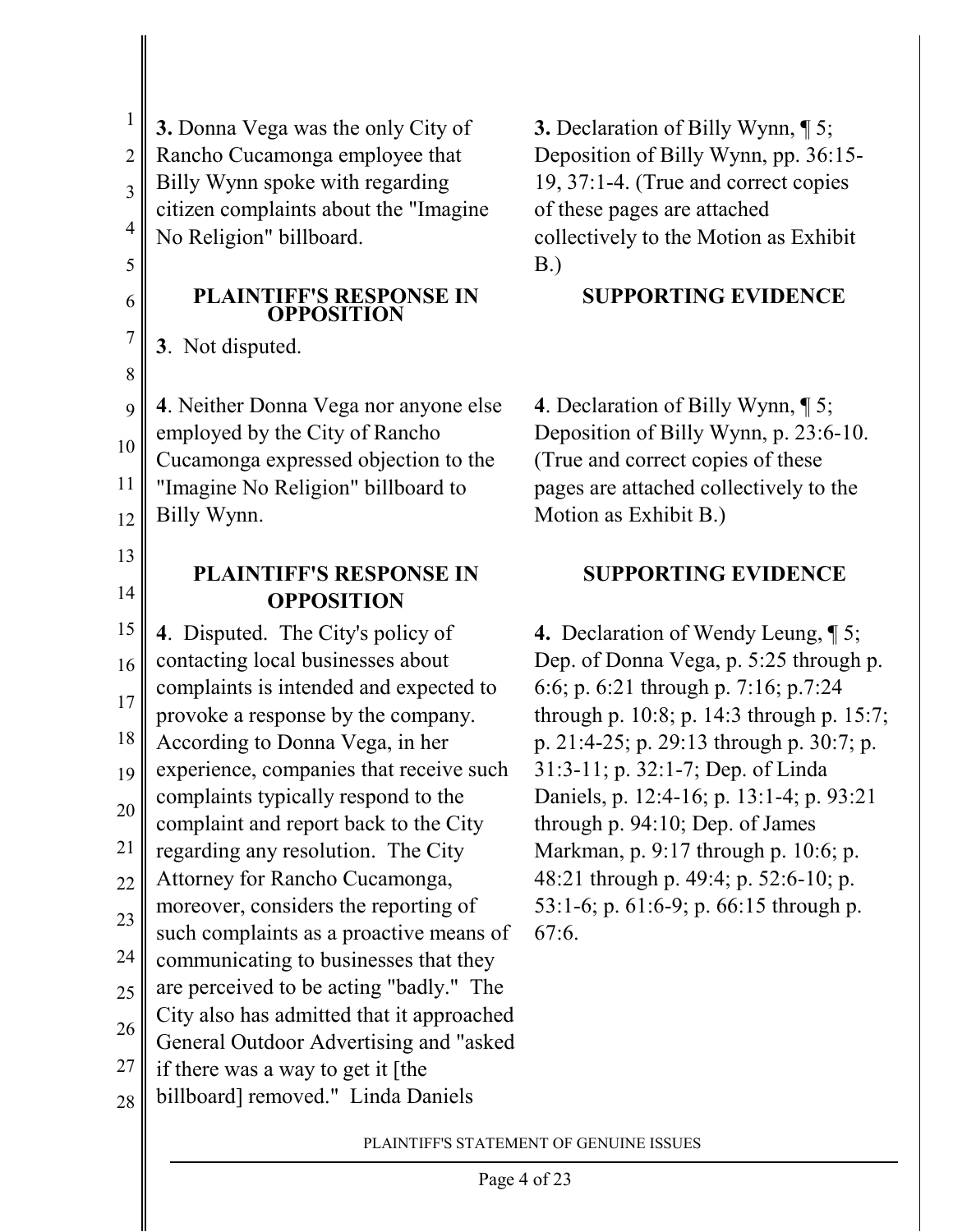| | |
|---|---|
| **3.** Donna Vega was the only City of Rancho Cucamonga employee that Billy Wynn spoke with regarding citizen complaints about the "Imagine No Religion" billboard. | **3.** Declaration of Billy Wynn, ¶ 5; Deposition of Billy Wynn, pp. 36:15-19, 37:1-4. (True and correct copies of these pages are attached collectively to the Motion as Exhibit B.) |
| **PLAINTIFF'S RESPONSE IN OPPOSITION** | **SUPPORTING EVIDENCE** |
| **3**. Not disputed. | |
| **4**. Neither Donna Vega nor anyone else employed by the City of Rancho Cucamonga expressed objection to the "Imagine No Religion" billboard to Billy Wynn. | **4**. Declaration of Billy Wynn, ¶ 5; Deposition of Billy Wynn, p. 23:6-10. (True and correct copies of these pages are attached collectively to the Motion as Exhibit B.) |
| **PLAINTIFF'S RESPONSE IN OPPOSITION** | **SUPPORTING EVIDENCE** |
| **4**. Disputed. The City's policy of contacting local businesses about complaints is intended and expected to provoke a response by the company. According to Donna Vega, in her experience, companies that receive such complaints typically respond to the complaint and report back to the City regarding any resolution. The City Attorney for Rancho Cucamonga, moreover, considers the reporting of such complaints as a proactive means of communicating to businesses that they are perceived to be acting "badly." The City also has admitted that it approached General Outdoor Advertising and "asked if there was a way to get it [the billboard] removed." Linda Daniels | **4.** Declaration of Wendy Leung, ¶ 5; Dep. of Donna Vega, p. 5:25 through p. 6:6; p. 6:21 through p. 7:16; p.7:24 through p. 10:8; p. 14:3 through p. 15:7; p. 21:4-25; p. 29:13 through p. 30:7; p. 31:3-11; p. 32:1-7; Dep. of Linda Daniels, p. 12:4-16; p. 13:1-4; p. 93:21 through p. 94:10; Dep. of James Markman, p. 9:17 through p. 10:6; p. 48:21 through p. 49:4; p. 52:6-10; p. 53:1-6; p. 61:6-9; p. 66:15 through p. 67:6. |

PLAINTIFF'S STATEMENT OF GENUINE ISSUES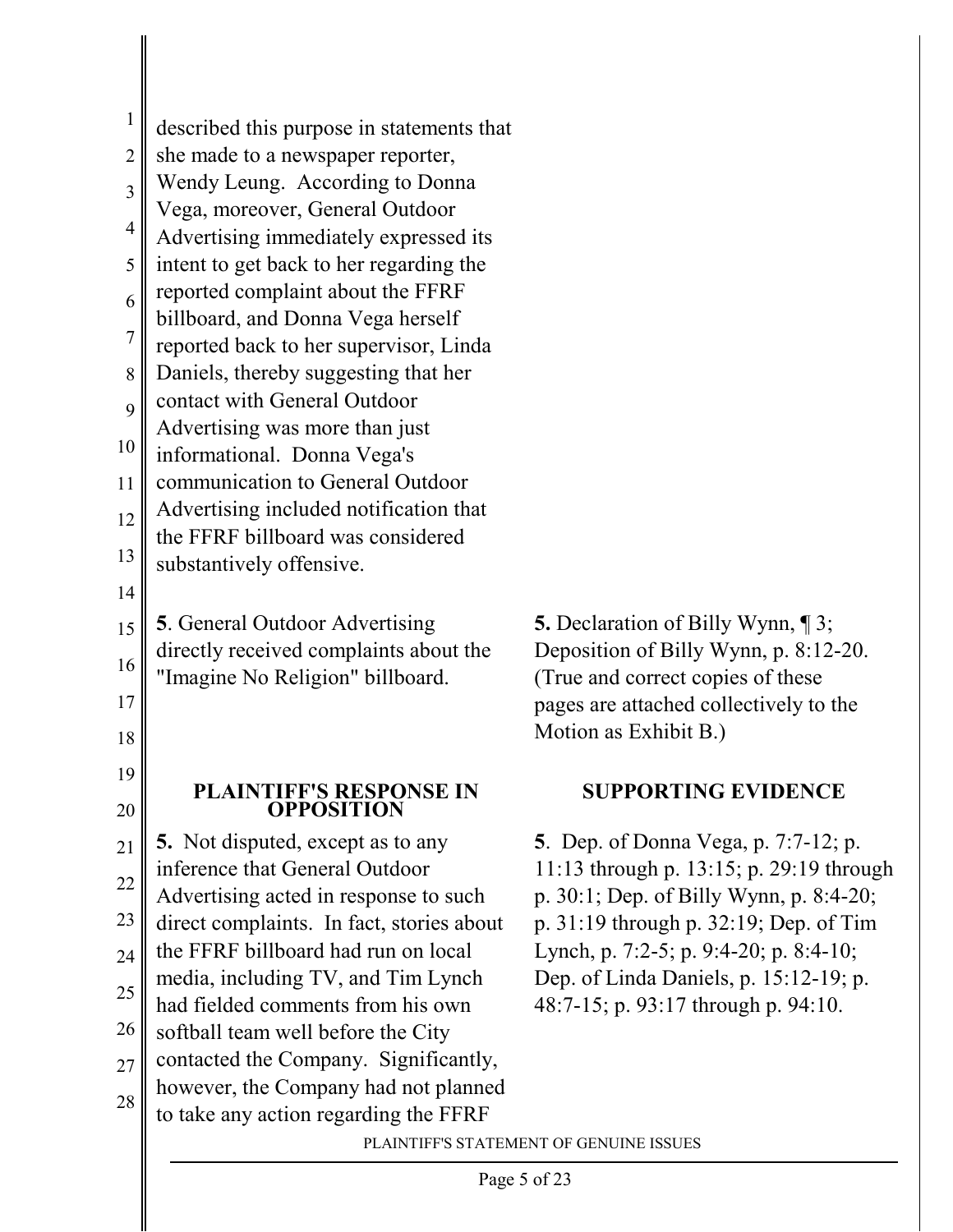described this purpose in statements that she made to a newspaper reporter, Wendy Leung. According to Donna Vega, moreover, General Outdoor Advertising immediately expressed its intent to get back to her regarding the reported complaint about the FFRF billboard, and Donna Vega herself reported back to her supervisor, Linda Daniels, thereby suggesting that her contact with General Outdoor Advertising was more than just informational. Donna Vega's communication to General Outdoor Advertising included notification that the FFRF billboard was considered substantively offensive.

| | |
|---|---|
| **5**. General Outdoor Advertising directly received complaints about the "Imagine No Religion" billboard. | **5.** Declaration of Billy Wynn, ¶ 3; Deposition of Billy Wynn, p. 8:12-20. (True and correct copies of these pages are attached collectively to the Motion as Exhibit B.) |
| **PLAINTIFF'S RESPONSE IN OPPOSITION** | **SUPPORTING EVIDENCE** |
| **5.** Not disputed, except as to any inference that General Outdoor Advertising acted in response to such direct complaints. In fact, stories about the FFRF billboard had run on local media, including TV, and Tim Lynch had fielded comments from his own softball team well before the City contacted the Company. Significantly, however, the Company had not planned to take any action regarding the FFRF | **5**. Dep. of Donna Vega, p. 7:7-12; p. 11:13 through p. 13:15; p. 29:19 through p. 30:1; Dep. of Billy Wynn, p. 8:4-20; p. 31:19 through p. 32:19; Dep. of Tim Lynch, p. 7:2-5; p. 9:4-20; p. 8:4-10; Dep. of Linda Daniels, p. 15:12-19; p. 48:7-15; p. 93:17 through p. 94:10. |

PLAINTIFF'S STATEMENT OF GENUINE ISSUES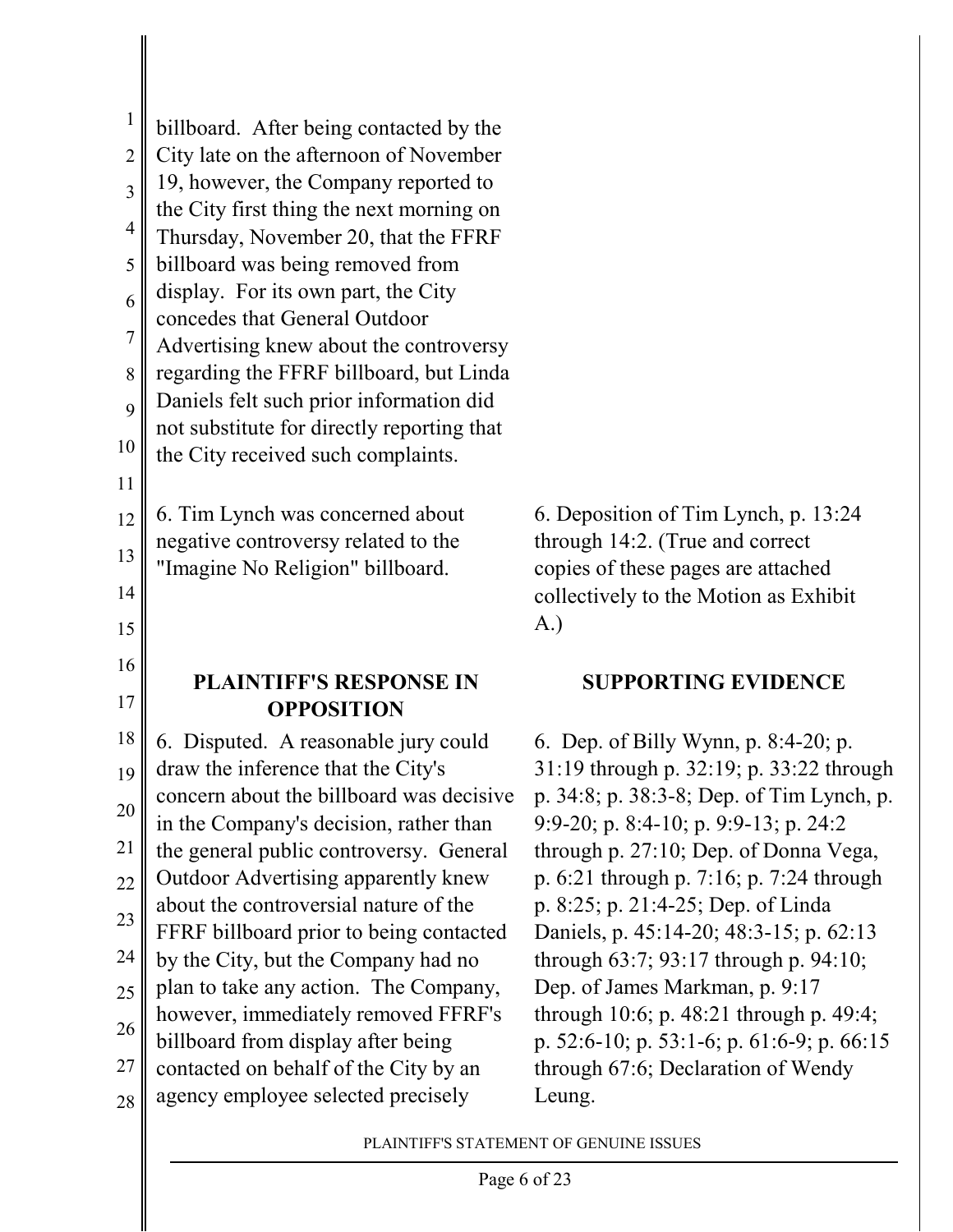| | |
|---|---|
| billboard. After being contacted by the City late on the afternoon of November 19, however, the Company reported to the City first thing the next morning on Thursday, November 20, that the FFRF billboard was being removed from display. For its own part, the City concedes that General Outdoor Advertising knew about the controversy regarding the FFRF billboard, but Linda Daniels felt such prior information did not substitute for directly reporting that the City received such complaints. | |
| 6. Tim Lynch was concerned about negative controversy related to the "Imagine No Religion" billboard. | 6. Deposition of Tim Lynch, p. 13:24 through 14:2. (True and correct copies of these pages are attached collectively to the Motion as Exhibit A.) |
| **PLAINTIFF'S RESPONSE IN OPPOSITION** | **SUPPORTING EVIDENCE** |
| 6. Disputed. A reasonable jury could draw the inference that the City's concern about the billboard was decisive in the Company's decision, rather than the general public controversy. General Outdoor Advertising apparently knew about the controversial nature of the FFRF billboard prior to being contacted by the City, but the Company had no plan to take any action. The Company, however, immediately removed FFRF's billboard from display after being contacted on behalf of the City by an agency employee selected precisely | 6. Dep. of Billy Wynn, p. 8:4-20; p. 31:19 through p. 32:19; p. 33:22 through p. 34:8; p. 38:3-8; Dep. of Tim Lynch, p. 9:9-20; p. 8:4-10; p. 9:9-13; p. 24:2 through p. 27:10; Dep. of Donna Vega, p. 6:21 through p. 7:16; p. 7:24 through p. 8:25; p. 21:4-25; Dep. of Linda Daniels, p. 45:14-20; 48:3-15; p. 62:13 through 63:7; 93:17 through p. 94:10; Dep. of James Markman, p. 9:17 through 10:6; p. 48:21 through p. 49:4; p. 52:6-10; p. 53:1-6; p. 61:6-9; p. 66:15 through 67:6; Declaration of Wendy Leung. |

PLAINTIFF'S STATEMENT OF GENUINE ISSUES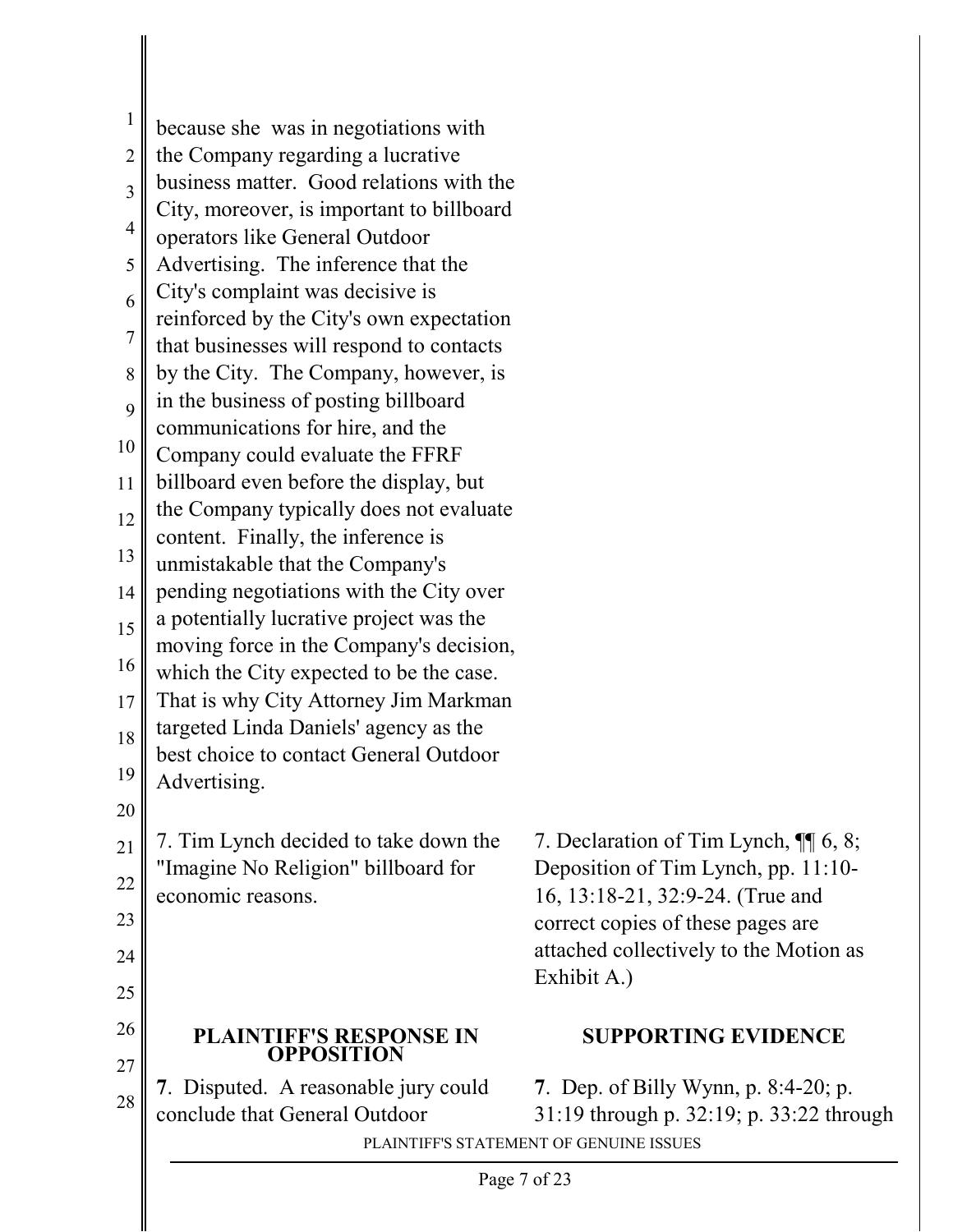because she was in negotiations with the Company regarding a lucrative business matter. Good relations with the City, moreover, is important to billboard operators like General Outdoor Advertising. The inference that the City's complaint was decisive is reinforced by the City's own expectation that businesses will respond to contacts by the City. The Company, however, is in the business of posting billboard communications for hire, and the Company could evaluate the FFRF billboard even before the display, but the Company typically does not evaluate content. Finally, the inference is unmistakable that the Company's pending negotiations with the City over a potentially lucrative project was the moving force in the Company's decision, which the City expected to be the case. That is why City Attorney Jim Markman targeted Linda Daniels' agency as the best choice to contact General Outdoor Advertising.

| | |
|---|---|
| 7. Tim Lynch decided to take down the "Imagine No Religion" billboard for economic reasons. | 7. Declaration of Tim Lynch, ¶¶ 6, 8; Deposition of Tim Lynch, pp. 11:10-16, 13:18-21, 32:9-24. (True and correct copies of these pages are attached collectively to the Motion as Exhibit A.) |

| **PLAINTIFF'S RESPONSE IN OPPOSITION** | **SUPPORTING EVIDENCE** |
|---|---|
| **7**. Disputed. A reasonable jury could conclude that General Outdoor | **7**. Dep. of Billy Wynn, p. 8:4-20; p. 31:19 through p. 32:19; p. 33:22 through |

PLAINTIFF'S STATEMENT OF GENUINE ISSUES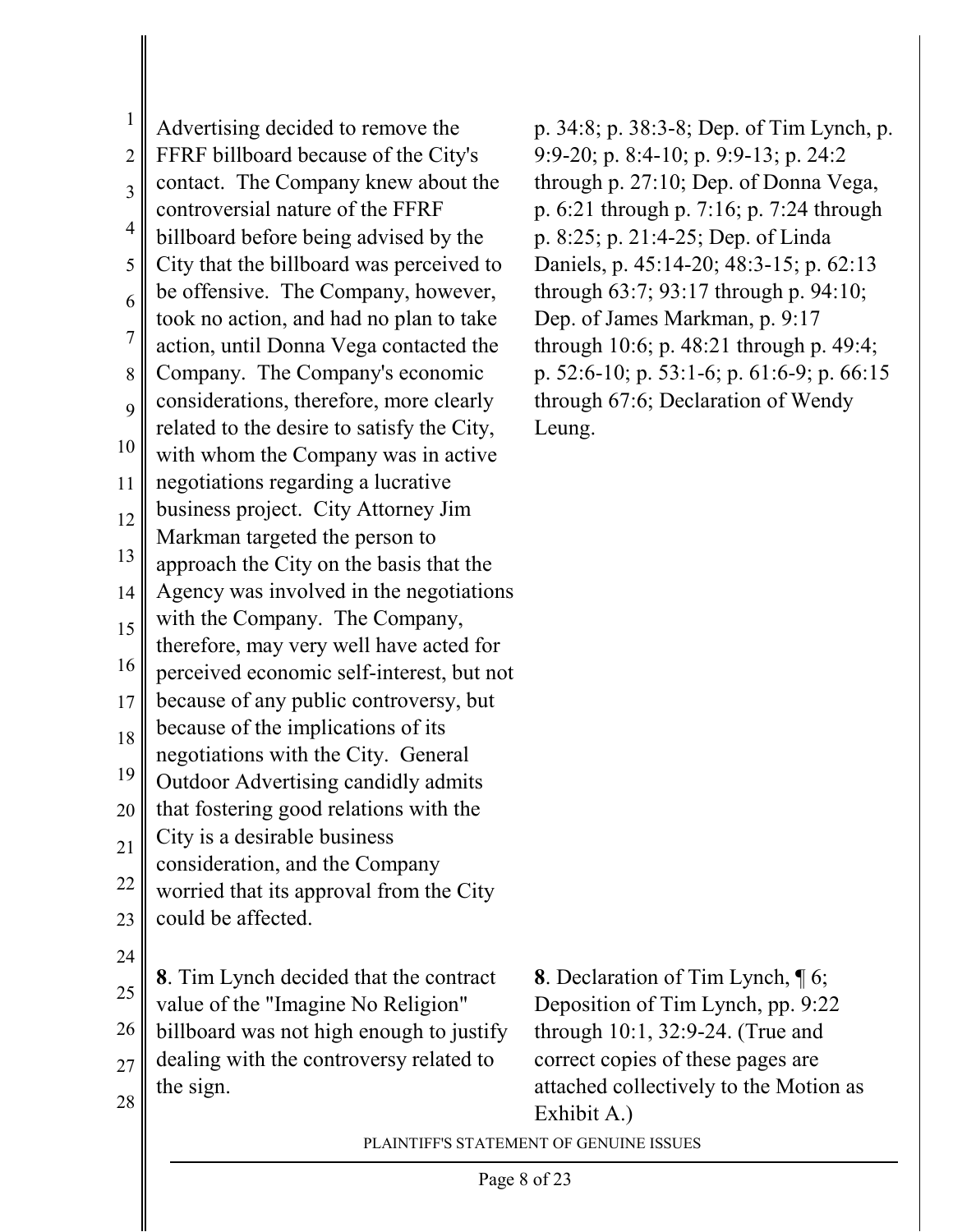| | |
|---|---|
| Advertising decided to remove the FFRF billboard because of the City's contact. The Company knew about the controversial nature of the FFRF billboard before being advised by the City that the billboard was perceived to be offensive. The Company, however, took no action, and had no plan to take action, until Donna Vega contacted the Company. The Company's economic considerations, therefore, more clearly related to the desire to satisfy the City, with whom the Company was in active negotiations regarding a lucrative business project. City Attorney Jim Markman targeted the person to approach the City on the basis that the Agency was involved in the negotiations with the Company. The Company, therefore, may very well have acted for perceived economic self-interest, but not because of any public controversy, but because of the implications of its negotiations with the City. General Outdoor Advertising candidly admits that fostering good relations with the City is a desirable business consideration, and the Company worried that its approval from the City could be affected. | p. 34:8; p. 38:3-8; Dep. of Tim Lynch, p. 9:9-20; p. 8:4-10; p. 9:9-13; p. 24:2 through p. 27:10; Dep. of Donna Vega, p. 6:21 through p. 7:16; p. 7:24 through p. 8:25; p. 21:4-25; Dep. of Linda Daniels, p. 45:14-20; 48:3-15; p. 62:13 through 63:7; 93:17 through p. 94:10; Dep. of James Markman, p. 9:17 through 10:6; p. 48:21 through p. 49:4; p. 52:6-10; p. 53:1-6; p. 61:6-9; p. 66:15 through 67:6; Declaration of Wendy Leung. |
| **8**. Tim Lynch decided that the contract value of the "Imagine No Religion" billboard was not high enough to justify dealing with the controversy related to the sign. | **8**. Declaration of Tim Lynch, ¶ 6; Deposition of Tim Lynch, pp. 9:22 through 10:1, 32:9-24. (True and correct copies of these pages are attached collectively to the Motion as Exhibit A.) |

PLAINTIFF'S STATEMENT OF GENUINE ISSUES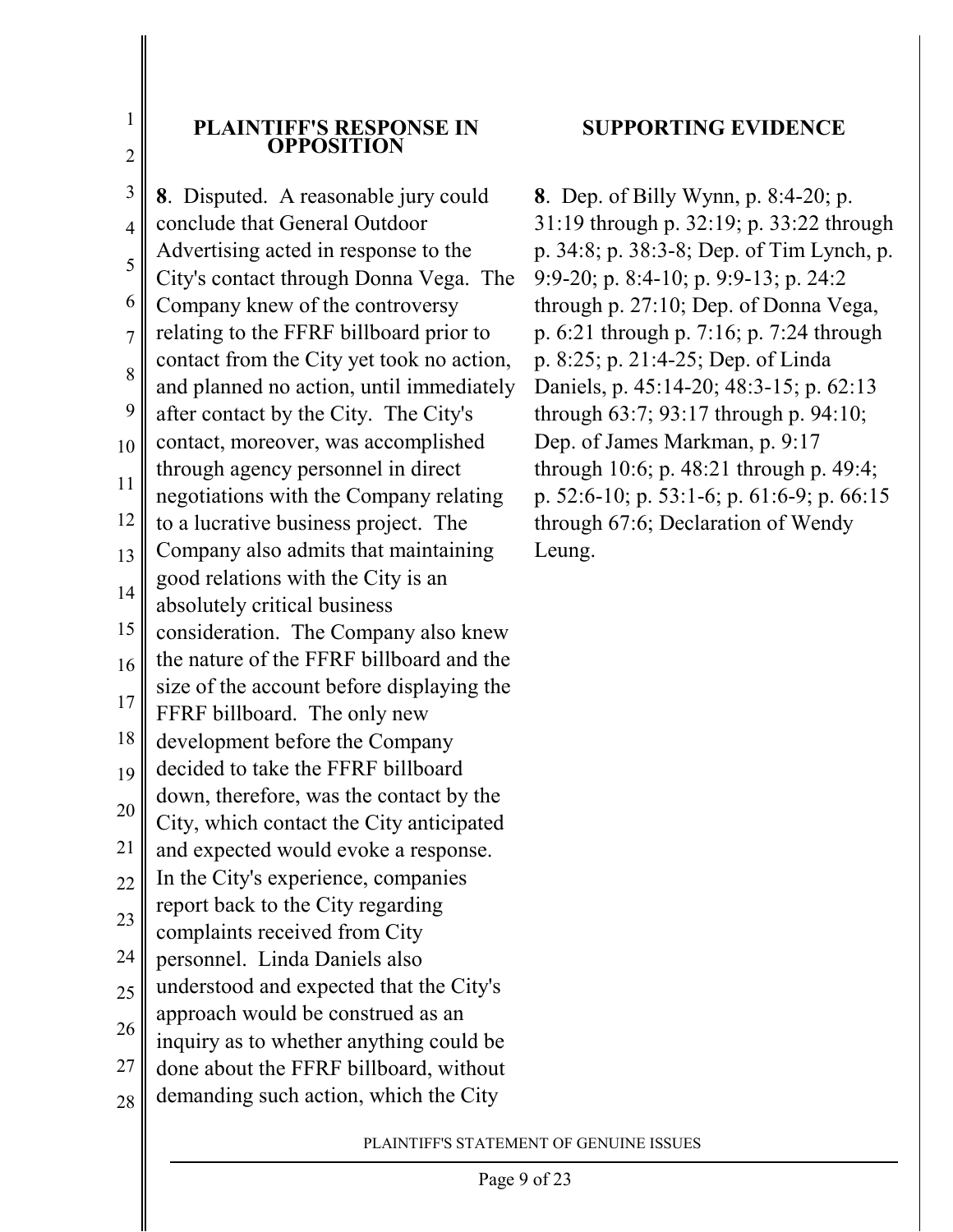| PLAINTIFF'S RESPONSE IN OPPOSITION | SUPPORTING EVIDENCE |
| --- | --- |
| **8**. Disputed. A reasonable jury could conclude that General Outdoor Advertising acted in response to the City's contact through Donna Vega. The Company knew of the controversy relating to the FFRF billboard prior to contact from the City yet took no action, and planned no action, until immediately after contact by the City. The City's contact, moreover, was accomplished through agency personnel in direct negotiations with the Company relating to a lucrative business project. The Company also admits that maintaining good relations with the City is an absolutely critical business consideration. The Company also knew the nature of the FFRF billboard and the size of the account before displaying the FFRF billboard. The only new development before the Company decided to take the FFRF billboard down, therefore, was the contact by the City, which contact the City anticipated and expected would evoke a response. In the City's experience, companies report back to the City regarding complaints received from City personnel. Linda Daniels also understood and expected that the City's approach would be construed as an inquiry as to whether anything could be done about the FFRF billboard, without demanding such action, which the City | **8**. Dep. of Billy Wynn, p. 8:4-20; p. 31:19 through p. 32:19; p. 33:22 through p. 34:8; p. 38:3-8; Dep. of Tim Lynch, p. 9:9-20; p. 8:4-10; p. 9:9-13; p. 24:2 through p. 27:10; Dep. of Donna Vega, p. 6:21 through p. 7:16; p. 7:24 through p. 8:25; p. 21:4-25; Dep. of Linda Daniels, p. 45:14-20; 48:3-15; p. 62:13 through 63:7; 93:17 through p. 94:10; Dep. of James Markman, p. 9:17 through 10:6; p. 48:21 through p. 49:4; p. 52:6-10; p. 53:1-6; p. 61:6-9; p. 66:15 through 67:6; Declaration of Wendy Leung. |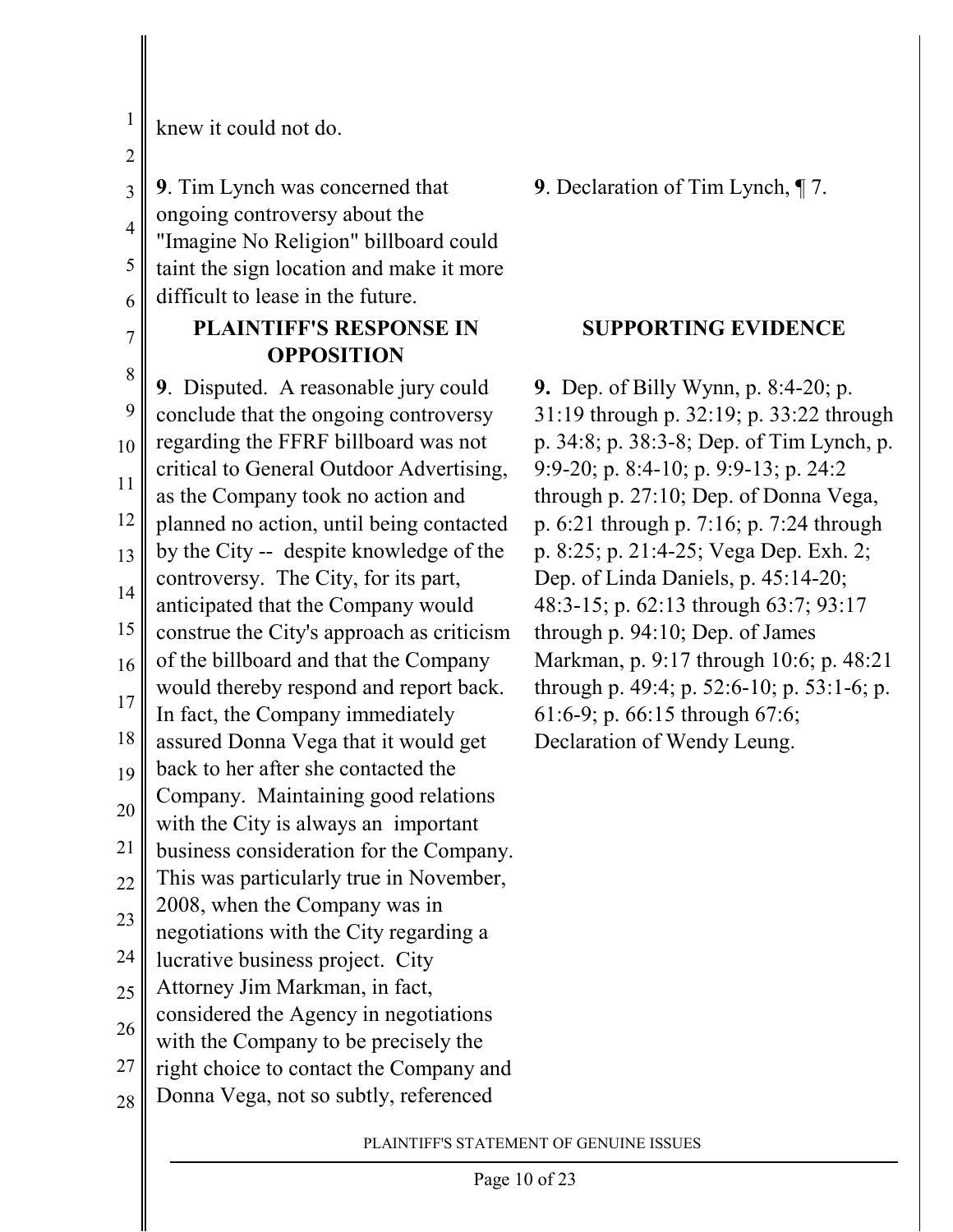knew it could not do.

| | |
|---|---|
| **9**. Tim Lynch was concerned that ongoing controversy about the "Imagine No Religion" billboard could taint the sign location and make it more difficult to lease in the future. | **9**. Declaration of Tim Lynch, ¶ 7. |
| **PLAINTIFF'S RESPONSE IN OPPOSITION** | **SUPPORTING EVIDENCE** |
| **9**. Disputed. A reasonable jury could conclude that the ongoing controversy regarding the FFRF billboard was not critical to General Outdoor Advertising, as the Company took no action and planned no action, until being contacted by the City -- despite knowledge of the controversy. The City, for its part, anticipated that the Company would construe the City's approach as criticism of the billboard and that the Company would thereby respond and report back. In fact, the Company immediately assured Donna Vega that it would get back to her after she contacted the Company. Maintaining good relations with the City is always an important business consideration for the Company. This was particularly true in November, 2008, when the Company was in negotiations with the City regarding a lucrative business project. City Attorney Jim Markman, in fact, considered the Agency in negotiations with the Company to be precisely the right choice to contact the Company and Donna Vega, not so subtly, referenced | **9.** Dep. of Billy Wynn, p. 8:4-20; p. 31:19 through p. 32:19; p. 33:22 through p. 34:8; p. 38:3-8; Dep. of Tim Lynch, p. 9:9-20; p. 8:4-10; p. 9:9-13; p. 24:2 through p. 27:10; Dep. of Donna Vega, p. 6:21 through p. 7:16; p. 7:24 through p. 8:25; p. 21:4-25; Vega Dep. Exh. 2; Dep. of Linda Daniels, p. 45:14-20; 48:3-15; p. 62:13 through 63:7; 93:17 through p. 94:10; Dep. of James Markman, p. 9:17 through 10:6; p. 48:21 through p. 49:4; p. 52:6-10; p. 53:1-6; p. 61:6-9; p. 66:15 through 67:6; Declaration of Wendy Leung. |

PLAINTIFF'S STATEMENT OF GENUINE ISSUES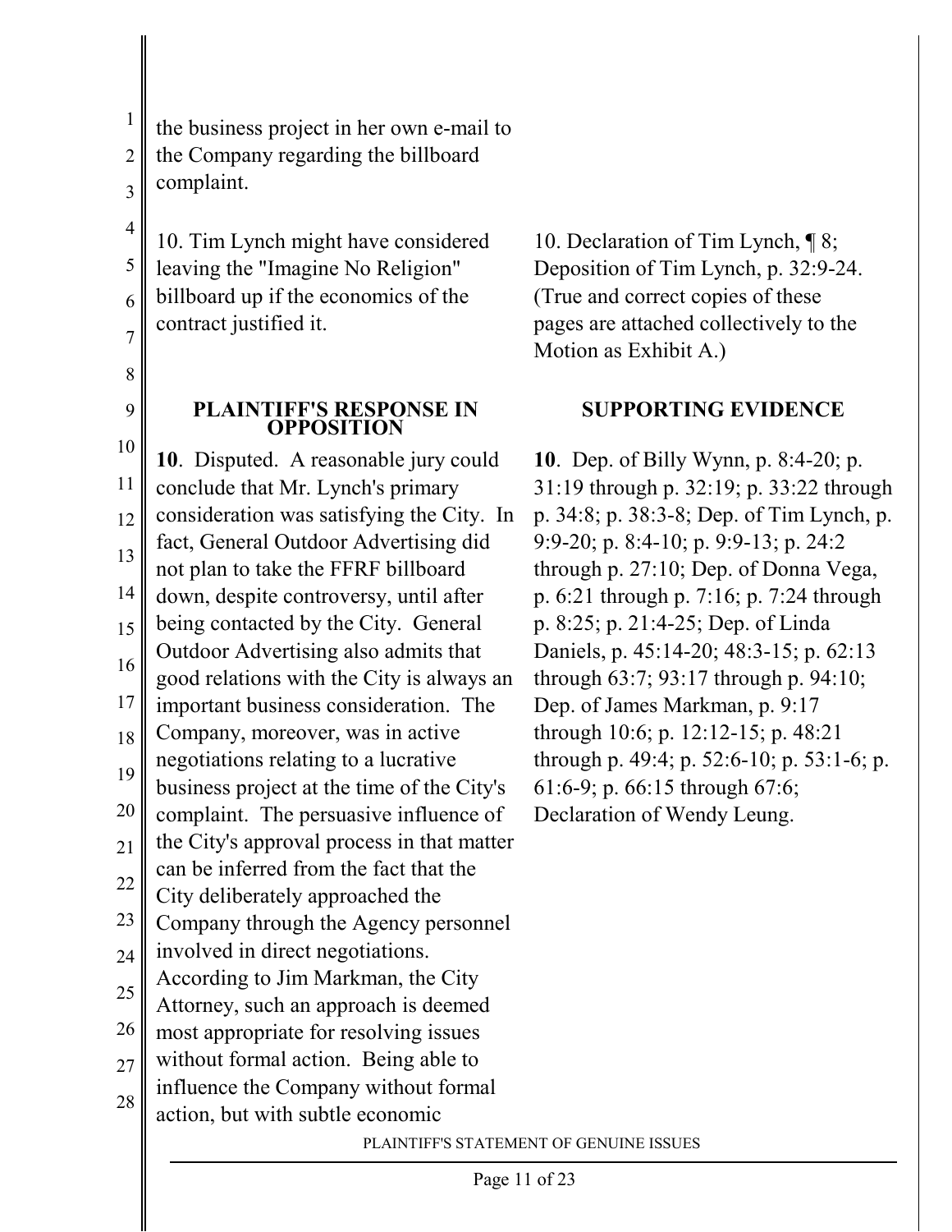the business project in her own e-mail to the Company regarding the billboard complaint.

| | |
|---|---|
| 10. Tim Lynch might have considered leaving the "Imagine No Religion" billboard up if the economics of the contract justified it. | 10. Declaration of Tim Lynch, ¶ 8; Deposition of Tim Lynch, p. 32:9-24. (True and correct copies of these pages are attached collectively to the Motion as Exhibit A.) |
| **PLAINTIFF'S RESPONSE IN OPPOSITION** | **SUPPORTING EVIDENCE** |
| **10**. Disputed. A reasonable jury could conclude that Mr. Lynch's primary consideration was satisfying the City. In fact, General Outdoor Advertising did not plan to take the FFRF billboard down, despite controversy, until after being contacted by the City. General Outdoor Advertising also admits that good relations with the City is always an important business consideration. The Company, moreover, was in active negotiations relating to a lucrative business project at the time of the City's complaint. The persuasive influence of the City's approval process in that matter can be inferred from the fact that the City deliberately approached the Company through the Agency personnel involved in direct negotiations. According to Jim Markman, the City Attorney, such an approach is deemed most appropriate for resolving issues without formal action. Being able to influence the Company without formal action, but with subtle economic | **10**. Dep. of Billy Wynn, p. 8:4-20; p. 31:19 through p. 32:19; p. 33:22 through p. 34:8; p. 38:3-8; Dep. of Tim Lynch, p. 9:9-20; p. 8:4-10; p. 9:9-13; p. 24:2 through p. 27:10; Dep. of Donna Vega, p. 6:21 through p. 7:16; p. 7:24 through p. 8:25; p. 21:4-25; Dep. of Linda Daniels, p. 45:14-20; 48:3-15; p. 62:13 through 63:7; 93:17 through p. 94:10; Dep. of James Markman, p. 9:17 through 10:6; p. 12:12-15; p. 48:21 through p. 49:4; p. 52:6-10; p. 53:1-6; p. 61:6-9; p. 66:15 through 67:6; Declaration of Wendy Leung. |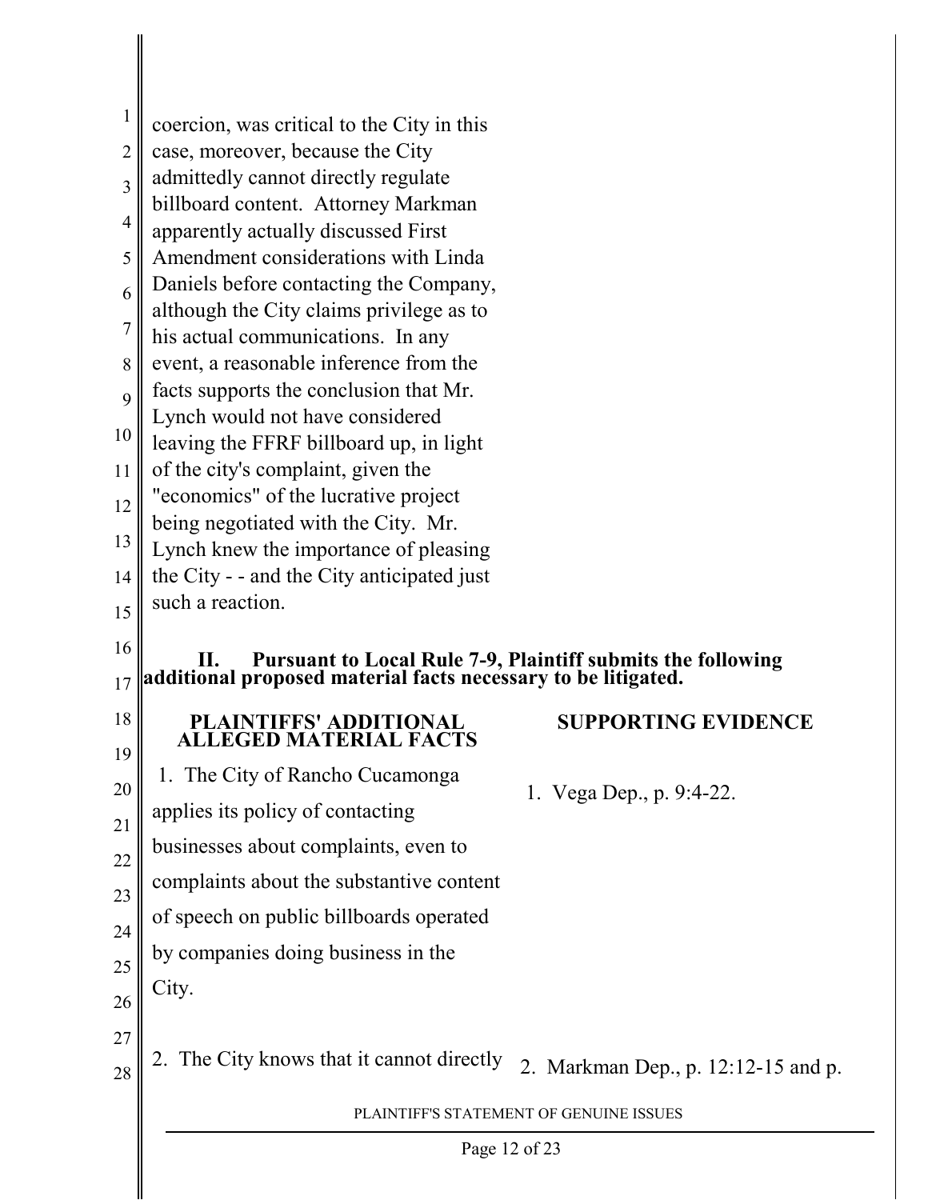coercion, was critical to the City in this case, moreover, because the City admittedly cannot directly regulate billboard content. Attorney Markman apparently actually discussed First Amendment considerations with Linda Daniels before contacting the Company, although the City claims privilege as to his actual communications. In any event, a reasonable inference from the facts supports the conclusion that Mr. Lynch would not have considered leaving the FFRF billboard up, in light of the city's complaint, given the "economics" of the lucrative project being negotiated with the City. Mr. Lynch knew the importance of pleasing the City - - and the City anticipated just such a reaction.

**II. Pursuant to Local Rule 7-9, Plaintiff submits the following additional proposed material facts necessary to be litigated.**

| PLAINTIFFS' ADDITIONAL ALLEGED MATERIAL FACTS | SUPPORTING EVIDENCE |
|---|---|
| 1. The City of Rancho Cucamonga applies its policy of contacting businesses about complaints, even to complaints about the substantive content of speech on public billboards operated by companies doing business in the City. | 1. Vega Dep., p. 9:4-22. |
| 2. The City knows that it cannot directly | 2. Markman Dep., p. 12:12-15 and p. |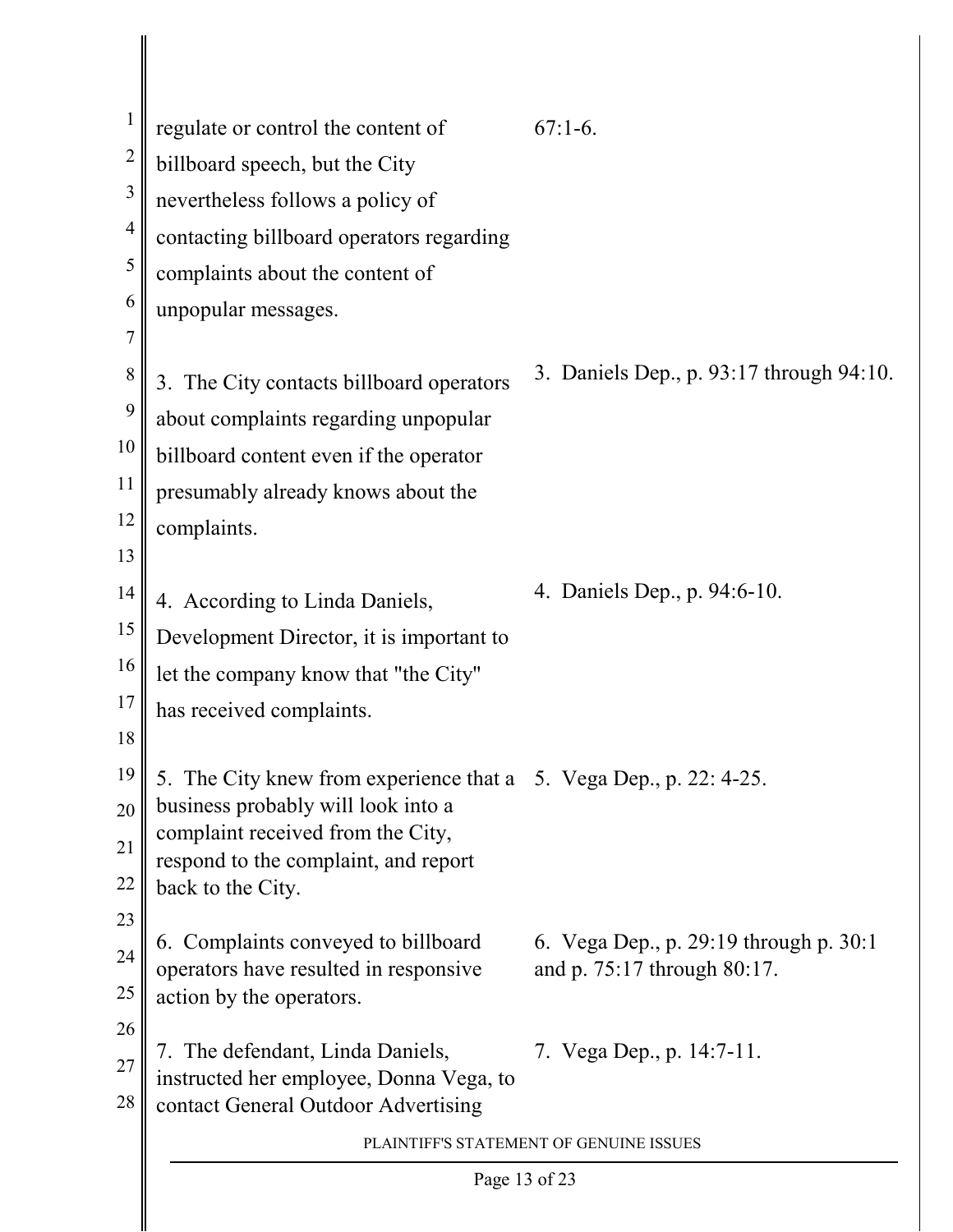| | |
|---|---|
| regulate or control the content of billboard speech, but the City nevertheless follows a policy of contacting billboard operators regarding complaints about the content of unpopular messages. | 67:1-6. |
| 3. The City contacts billboard operators about complaints regarding unpopular billboard content even if the operator presumably already knows about the complaints. | 3. Daniels Dep., p. 93:17 through 94:10. |
| 4. According to Linda Daniels, Development Director, it is important to let the company know that "the City" has received complaints. | 4. Daniels Dep., p. 94:6-10. |
| 5. The City knew from experience that a business probably will look into a complaint received from the City, respond to the complaint, and report back to the City. | 5. Vega Dep., p. 22: 4-25. |
| 6. Complaints conveyed to billboard operators have resulted in responsive action by the operators. | 6. Vega Dep., p. 29:19 through p. 30:1 and p. 75:17 through 80:17. |
| 7. The defendant, Linda Daniels, instructed her employee, Donna Vega, to contact General Outdoor Advertising | 7. Vega Dep., p. 14:7-11. |

PLAINTIFF'S STATEMENT OF GENUINE ISSUES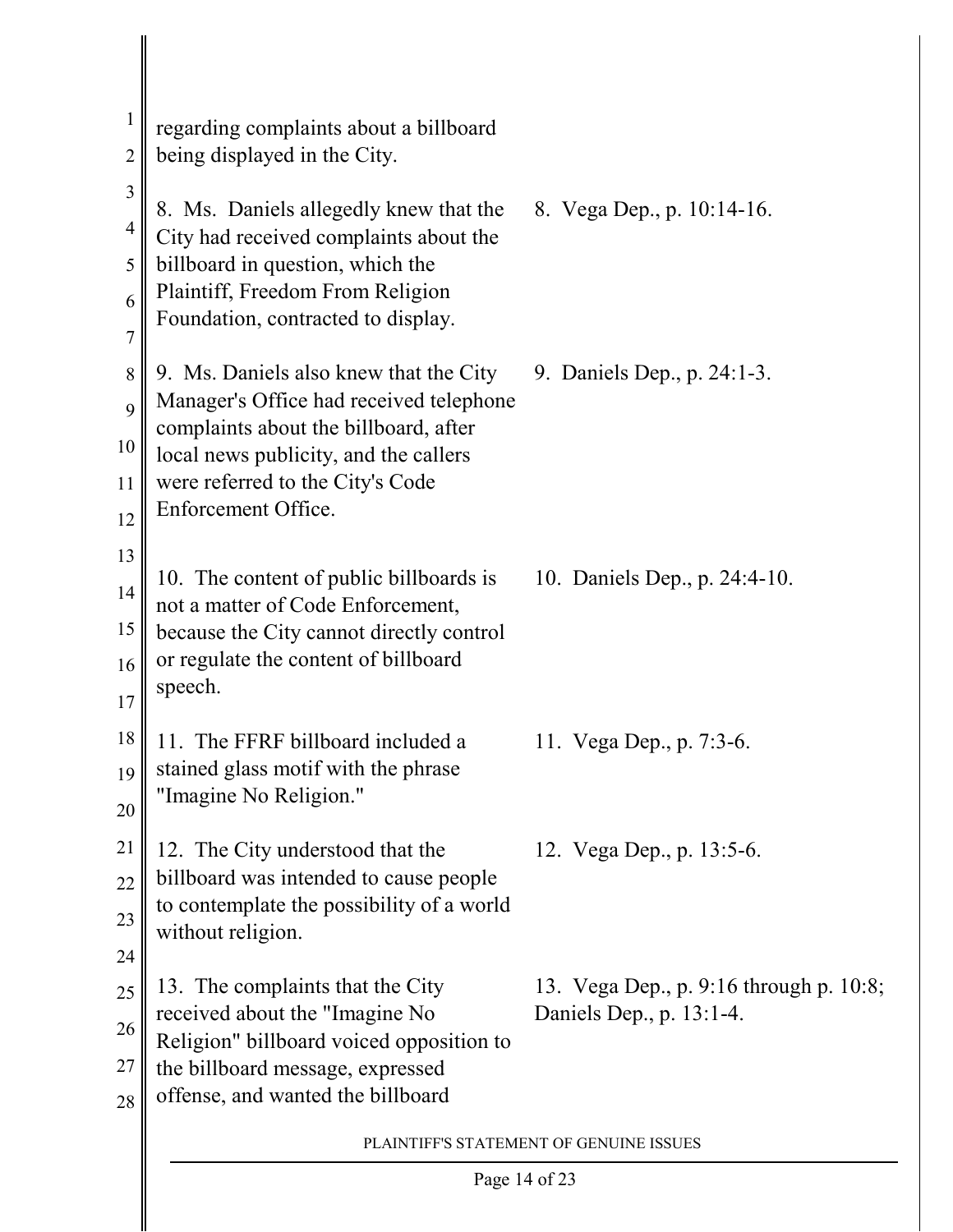| | |
|---|---|
| regarding complaints about a billboard being displayed in the City. | |
| 8. Ms. Daniels allegedly knew that the City had received complaints about the billboard in question, which the Plaintiff, Freedom From Religion Foundation, contracted to display. | 8. Vega Dep., p. 10:14-16. |
| 9. Ms. Daniels also knew that the City Manager's Office had received telephone complaints about the billboard, after local news publicity, and the callers were referred to the City's Code Enforcement Office. | 9. Daniels Dep., p. 24:1-3. |
| 10. The content of public billboards is not a matter of Code Enforcement, because the City cannot directly control or regulate the content of billboard speech. | 10. Daniels Dep., p. 24:4-10. |
| 11. The FFRF billboard included a stained glass motif with the phrase "Imagine No Religion." | 11. Vega Dep., p. 7:3-6. |
| 12. The City understood that the billboard was intended to cause people to contemplate the possibility of a world without religion. | 12. Vega Dep., p. 13:5-6. |
| 13. The complaints that the City received about the "Imagine No Religion" billboard voiced opposition to the billboard message, expressed offense, and wanted the billboard | 13. Vega Dep., p. 9:16 through p. 10:8; Daniels Dep., p. 13:1-4. |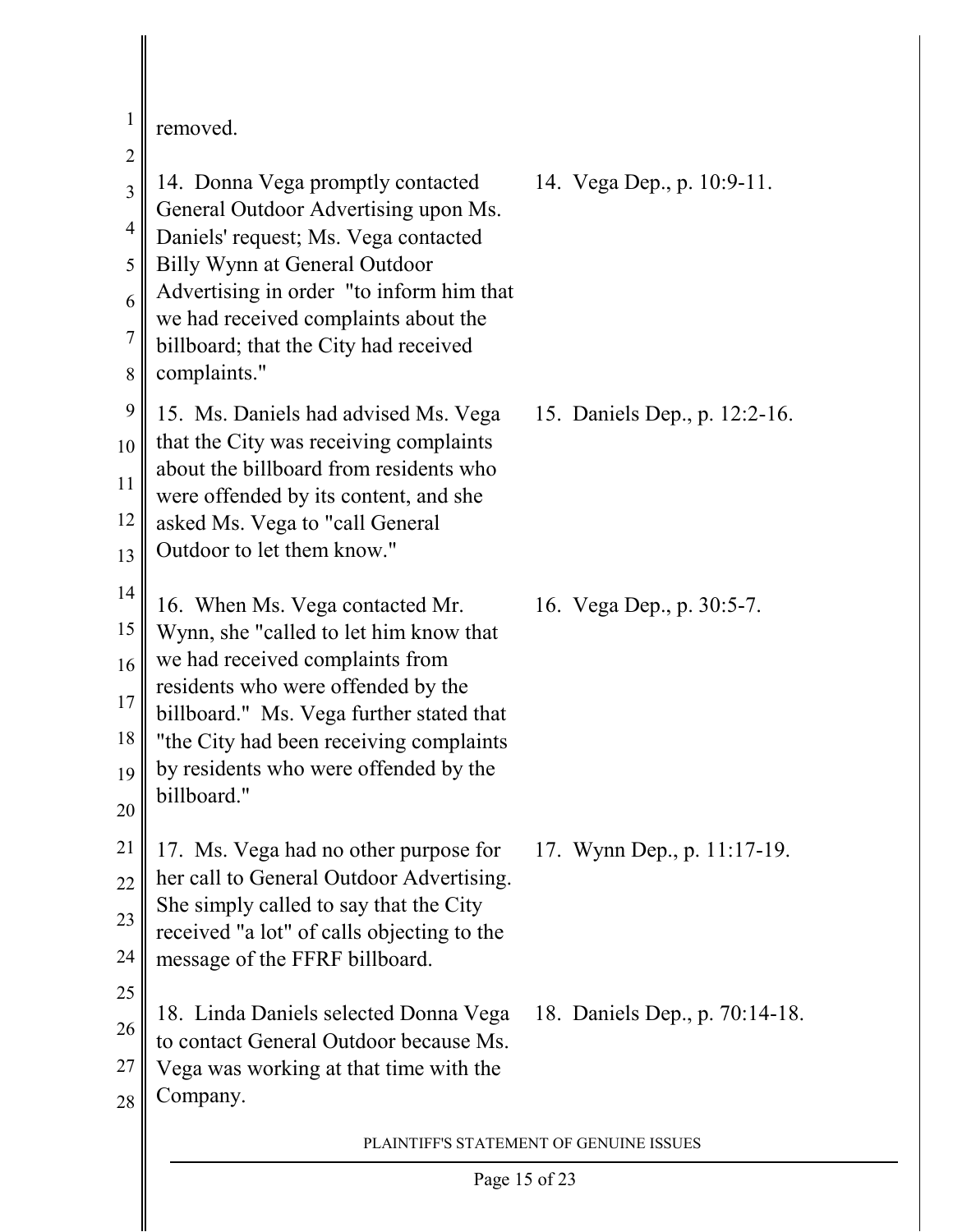removed.

| | |
|---|---|
| 14. Donna Vega promptly contacted General Outdoor Advertising upon Ms. Daniels' request; Ms. Vega contacted Billy Wynn at General Outdoor Advertising in order "to inform him that we had received complaints about the billboard; that the City had received complaints." | 14. Vega Dep., p. 10:9-11. |
| 15. Ms. Daniels had advised Ms. Vega that the City was receiving complaints about the billboard from residents who were offended by its content, and she asked Ms. Vega to "call General Outdoor to let them know." | 15. Daniels Dep., p. 12:2-16. |
| 16. When Ms. Vega contacted Mr. Wynn, she "called to let him know that we had received complaints from residents who were offended by the billboard." Ms. Vega further stated that "the City had been receiving complaints by residents who were offended by the billboard." | 16. Vega Dep., p. 30:5-7. |
| 17. Ms. Vega had no other purpose for her call to General Outdoor Advertising. She simply called to say that the City received "a lot" of calls objecting to the message of the FFRF billboard. | 17. Wynn Dep., p. 11:17-19. |
| 18. Linda Daniels selected Donna Vega to contact General Outdoor because Ms. Vega was working at that time with the Company. | 18. Daniels Dep., p. 70:14-18. |

PLAINTIFF'S STATEMENT OF GENUINE ISSUES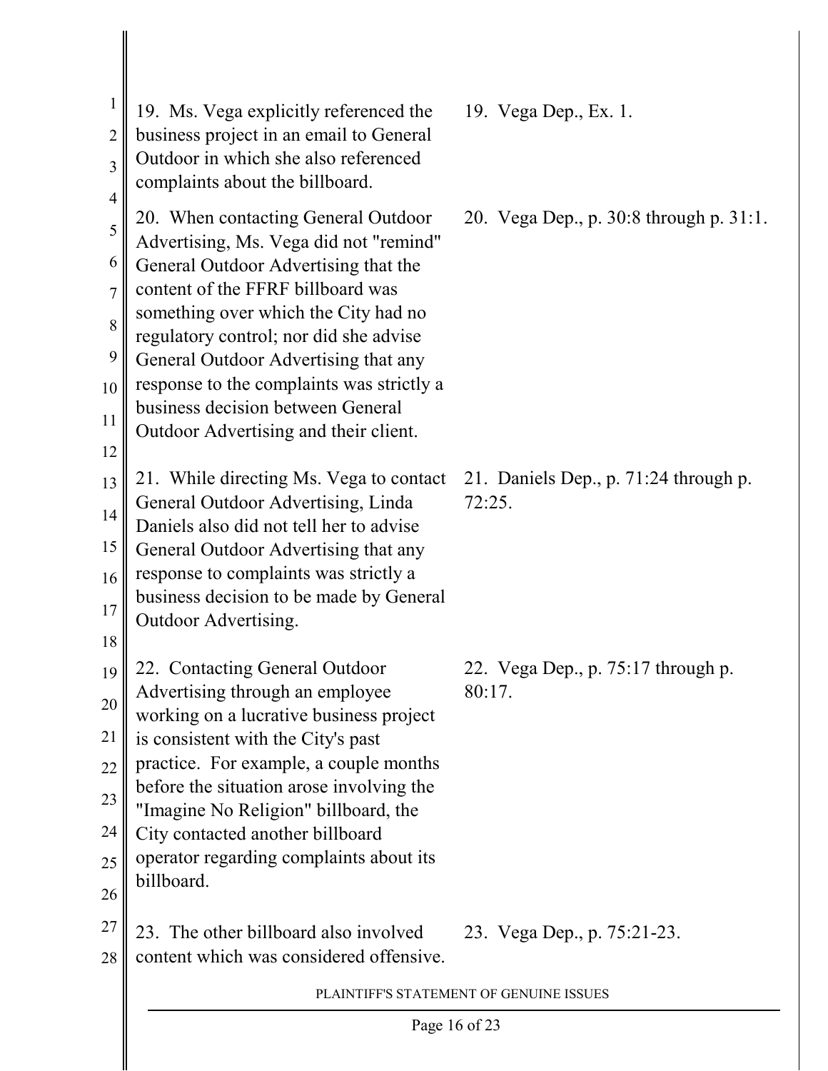| | |
|---|---|
| 19. Ms. Vega explicitly referenced the business project in an email to General Outdoor in which she also referenced complaints about the billboard. | 19. Vega Dep., Ex. 1. |
| 20. When contacting General Outdoor Advertising, Ms. Vega did not "remind" General Outdoor Advertising that the content of the FFRF billboard was something over which the City had no regulatory control; nor did she advise General Outdoor Advertising that any response to the complaints was strictly a business decision between General Outdoor Advertising and their client. | 20. Vega Dep., p. 30:8 through p. 31:1. |
| 21. While directing Ms. Vega to contact General Outdoor Advertising, Linda Daniels also did not tell her to advise General Outdoor Advertising that any response to complaints was strictly a business decision to be made by General Outdoor Advertising. | 21. Daniels Dep., p. 71:24 through p. 72:25. |
| 22. Contacting General Outdoor Advertising through an employee working on a lucrative business project is consistent with the City's past practice. For example, a couple months before the situation arose involving the "Imagine No Religion" billboard, the City contacted another billboard operator regarding complaints about its billboard. | 22. Vega Dep., p. 75:17 through p. 80:17. |
| 23. The other billboard also involved content which was considered offensive. | 23. Vega Dep., p. 75:21-23. |

PLAINTIFF'S STATEMENT OF GENUINE ISSUES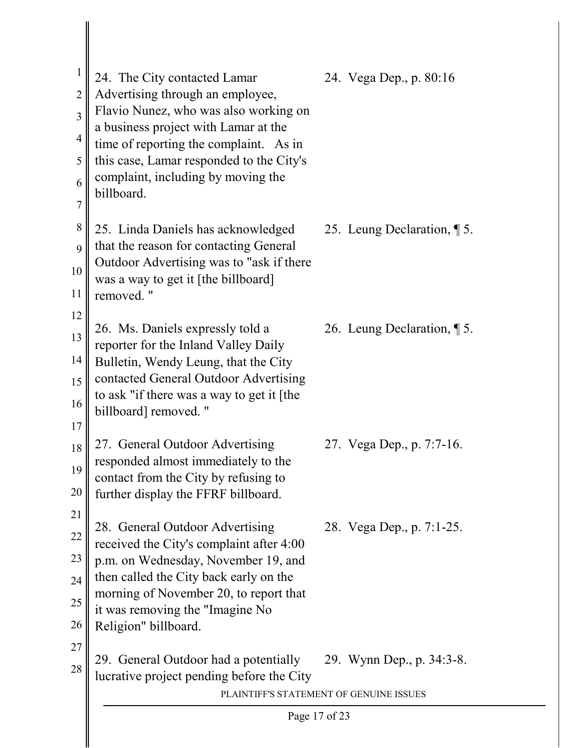| | |
|---|---|
| 24. The City contacted Lamar Advertising through an employee, Flavio Nunez, who was also working on a business project with Lamar at the time of reporting the complaint. As in this case, Lamar responded to the City's complaint, including by moving the billboard. | 24. Vega Dep., p. 80:16 |
| 25. Linda Daniels has acknowledged that the reason for contacting General Outdoor Advertising was to "ask if there was a way to get it [the billboard] removed. " | 25. Leung Declaration, ¶ 5. |
| 26. Ms. Daniels expressly told a reporter for the Inland Valley Daily Bulletin, Wendy Leung, that the City contacted General Outdoor Advertising to ask "if there was a way to get it [the billboard] removed. " | 26. Leung Declaration, ¶ 5. |
| 27. General Outdoor Advertising responded almost immediately to the contact from the City by refusing to further display the FFRF billboard. | 27. Vega Dep., p. 7:7-16. |
| 28. General Outdoor Advertising received the City's complaint after 4:00 p.m. on Wednesday, November 19, and then called the City back early on the morning of November 20, to report that it was removing the "Imagine No Religion" billboard. | 28. Vega Dep., p. 7:1-25. |
| 29. General Outdoor had a potentially lucrative project pending before the City | 29. Wynn Dep., p. 34:3-8. |

PLAINTIFF'S STATEMENT OF GENUINE ISSUES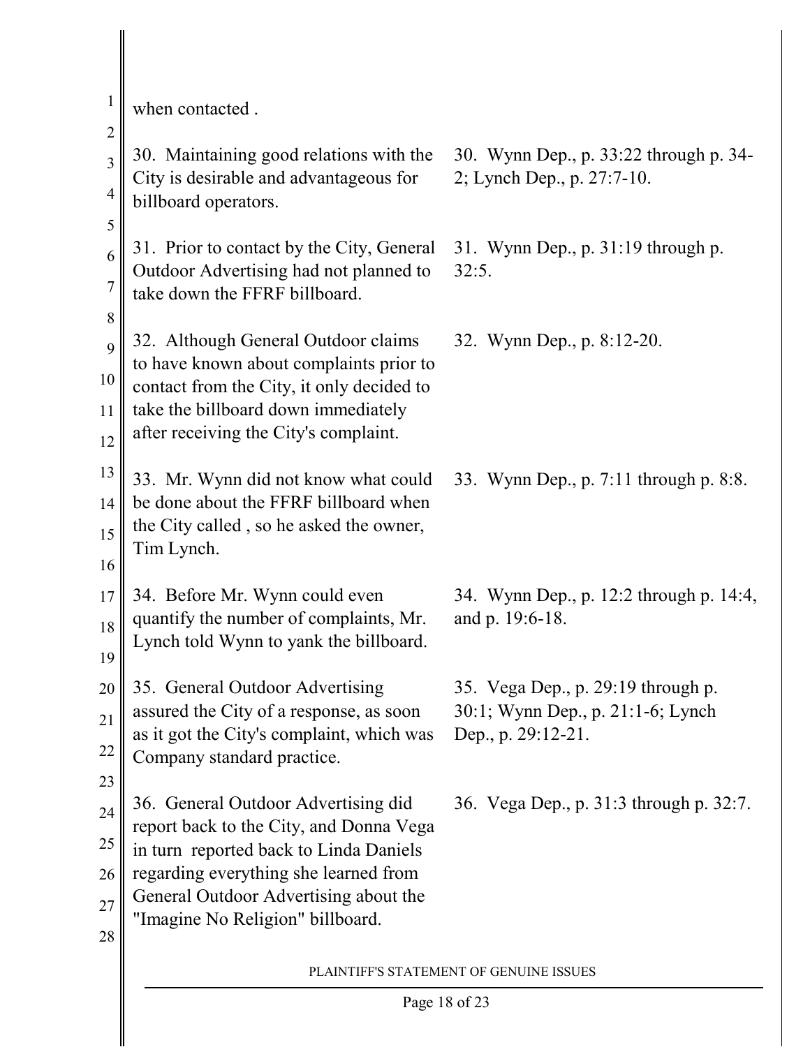when contacted .

| | |
|---|---|
| 30. Maintaining good relations with the City is desirable and advantageous for billboard operators. | 30. Wynn Dep., p. 33:22 through p. 34-2; Lynch Dep., p. 27:7-10. |
| 31. Prior to contact by the City, General Outdoor Advertising had not planned to take down the FFRF billboard. | 31. Wynn Dep., p. 31:19 through p. 32:5. |
| 32. Although General Outdoor claims to have known about complaints prior to contact from the City, it only decided to take the billboard down immediately after receiving the City's complaint. | 32. Wynn Dep., p. 8:12-20. |
| 33. Mr. Wynn did not know what could be done about the FFRF billboard when the City called , so he asked the owner, Tim Lynch. | 33. Wynn Dep., p. 7:11 through p. 8:8. |
| 34. Before Mr. Wynn could even quantify the number of complaints, Mr. Lynch told Wynn to yank the billboard. | 34. Wynn Dep., p. 12:2 through p. 14:4, and p. 19:6-18. |
| 35. General Outdoor Advertising assured the City of a response, as soon as it got the City's complaint, which was Company standard practice. | 35. Vega Dep., p. 29:19 through p. 30:1; Wynn Dep., p. 21:1-6; Lynch Dep., p. 29:12-21. |
| 36. General Outdoor Advertising did report back to the City, and Donna Vega in turn reported back to Linda Daniels regarding everything she learned from General Outdoor Advertising about the "Imagine No Religion" billboard. | 36. Vega Dep., p. 31:3 through p. 32:7. |

PLAINTIFF'S STATEMENT OF GENUINE ISSUES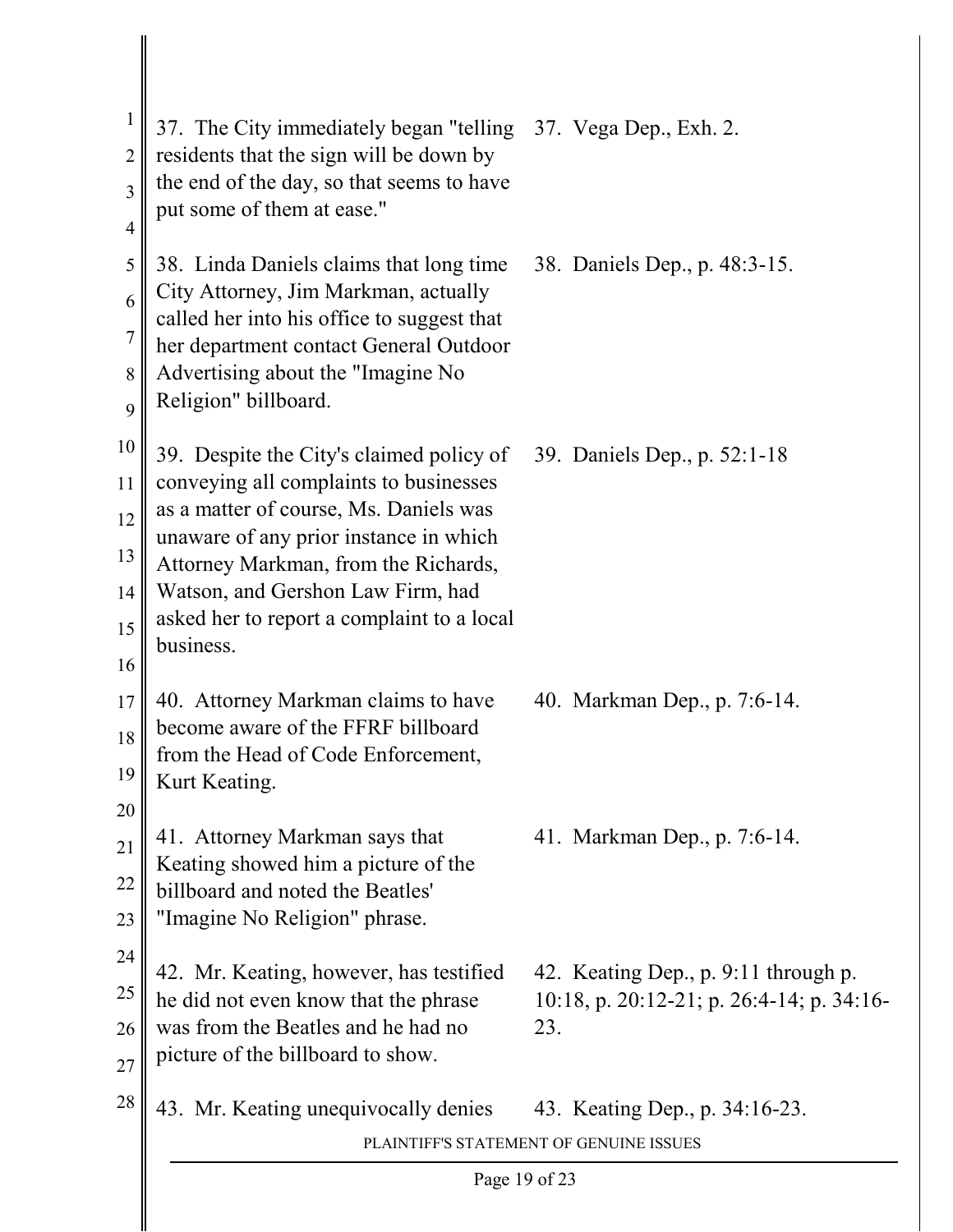| | |
|---|---|
| 37. The City immediately began "telling residents that the sign will be down by the end of the day, so that seems to have put some of them at ease." | 37. Vega Dep., Exh. 2. |
| 38. Linda Daniels claims that long time City Attorney, Jim Markman, actually called her into his office to suggest that her department contact General Outdoor Advertising about the "Imagine No Religion" billboard. | 38. Daniels Dep., p. 48:3-15. |
| 39. Despite the City's claimed policy of conveying all complaints to businesses as a matter of course, Ms. Daniels was unaware of any prior instance in which Attorney Markman, from the Richards, Watson, and Gershon Law Firm, had asked her to report a complaint to a local business. | 39. Daniels Dep., p. 52:1-18 |
| 40. Attorney Markman claims to have become aware of the FFRF billboard from the Head of Code Enforcement, Kurt Keating. | 40. Markman Dep., p. 7:6-14. |
| 41. Attorney Markman says that Keating showed him a picture of the billboard and noted the Beatles' "Imagine No Religion" phrase. | 41. Markman Dep., p. 7:6-14. |
| 42. Mr. Keating, however, has testified he did not even know that the phrase was from the Beatles and he had no picture of the billboard to show. | 42. Keating Dep., p. 9:11 through p. 10:18, p. 20:12-21; p. 26:4-14; p. 34:16-23. |
| 43. Mr. Keating unequivocally denies | 43. Keating Dep., p. 34:16-23. |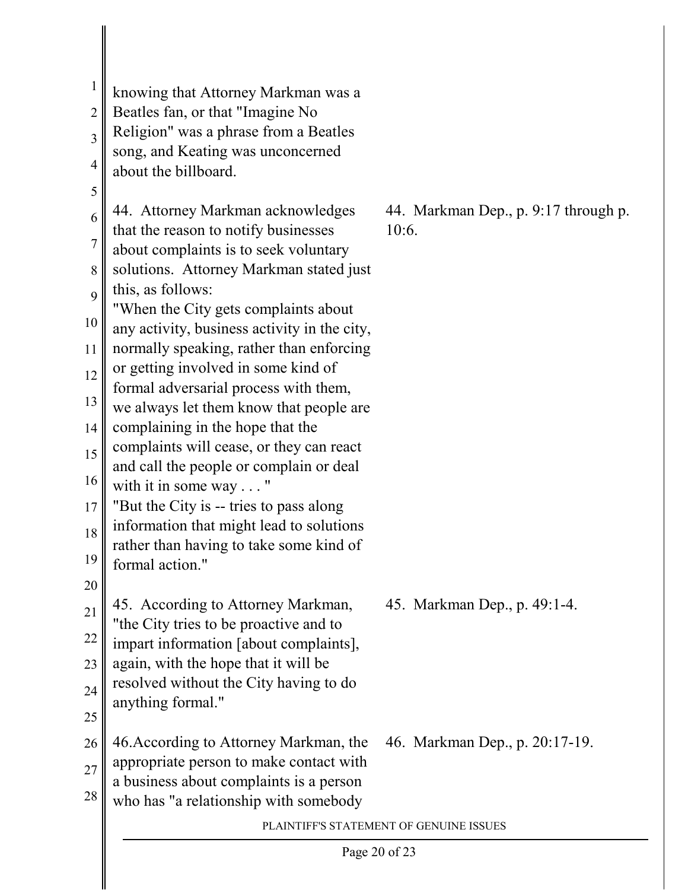| | |
|---|---|
| knowing that Attorney Markman was a Beatles fan, or that "Imagine No Religion" was a phrase from a Beatles song, and Keating was unconcerned about the billboard. | |
| 44. Attorney Markman acknowledges that the reason to notify businesses about complaints is to seek voluntary solutions. Attorney Markman stated just this, as follows: "When the City gets complaints about any activity, business activity in the city, normally speaking, rather than enforcing or getting involved in some kind of formal adversarial process with them, we always let them know that people are complaining in the hope that the complaints will cease, or they can react and call the people or complain or deal with it in some way . . . " "But the City is -- tries to pass along information that might lead to solutions rather than having to take some kind of formal action." | 44. Markman Dep., p. 9:17 through p. 10:6. |
| 45. According to Attorney Markman, "the City tries to be proactive and to impart information [about complaints], again, with the hope that it will be resolved without the City having to do anything formal." | 45. Markman Dep., p. 49:1-4. |
| 46. According to Attorney Markman, the appropriate person to make contact with a business about complaints is a person who has "a relationship with somebody | 46. Markman Dep., p. 20:17-19. |

PLAINTIFF'S STATEMENT OF GENUINE ISSUES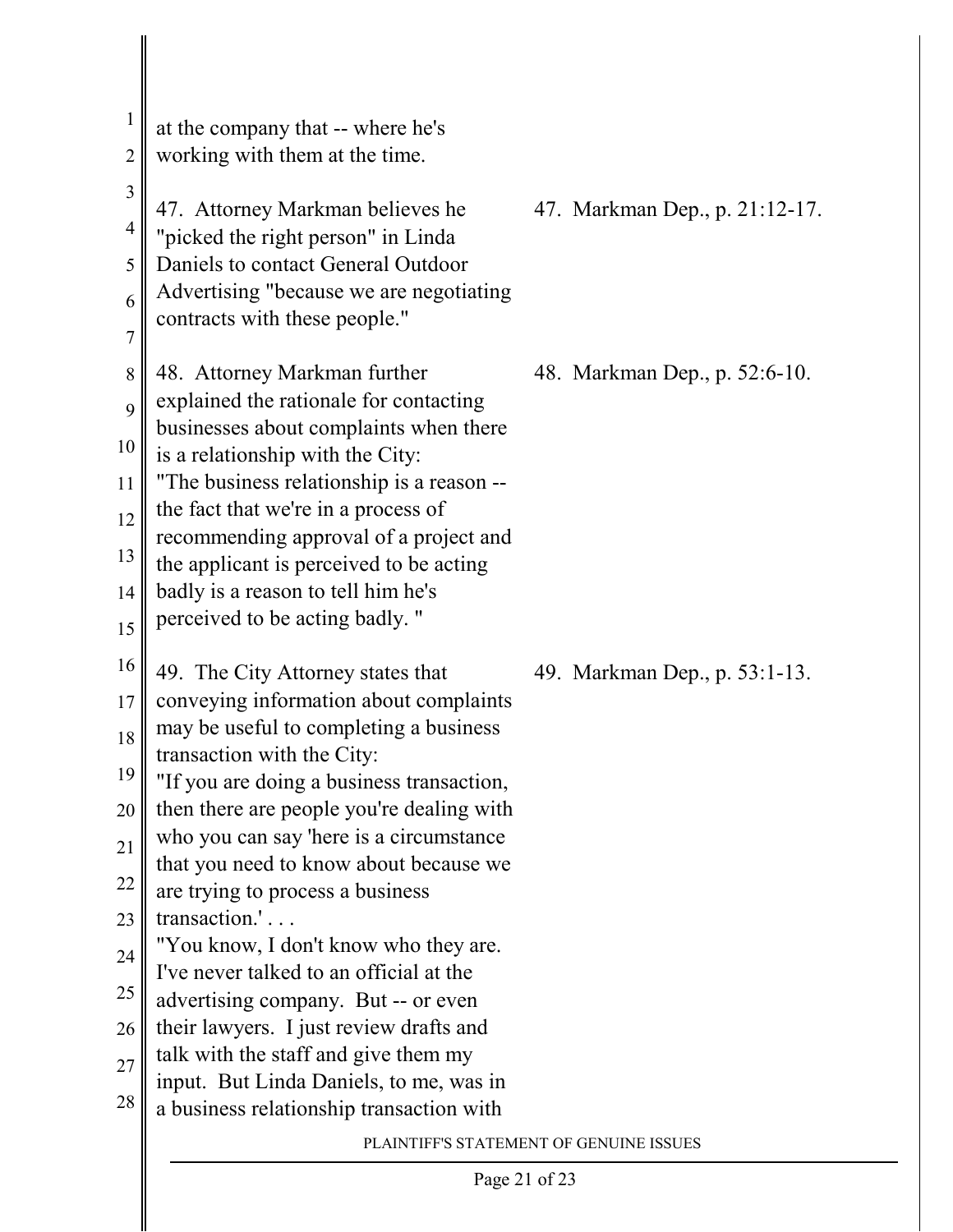| | |
|---|---|
| at the company that -- where he's working with them at the time. | |
| 47. Attorney Markman believes he "picked the right person" in Linda Daniels to contact General Outdoor Advertising "because we are negotiating contracts with these people." | 47. Markman Dep., p. 21:12-17. |
| 48. Attorney Markman further explained the rationale for contacting businesses about complaints when there is a relationship with the City: "The business relationship is a reason -- the fact that we're in a process of recommending approval of a project and the applicant is perceived to be acting badly is a reason to tell him he's perceived to be acting badly. " | 48. Markman Dep., p. 52:6-10. |
| 49. The City Attorney states that conveying information about complaints may be useful to completing a business transaction with the City: "If you are doing a business transaction, then there are people you're dealing with who you can say 'here is a circumstance that you need to know about because we are trying to process a business transaction.' . . . "You know, I don't know who they are. I've never talked to an official at the advertising company. But -- or even their lawyers. I just review drafts and talk with the staff and give them my input. But Linda Daniels, to me, was in a business relationship transaction with | 49. Markman Dep., p. 53:1-13. |

PLAINTIFF'S STATEMENT OF GENUINE ISSUES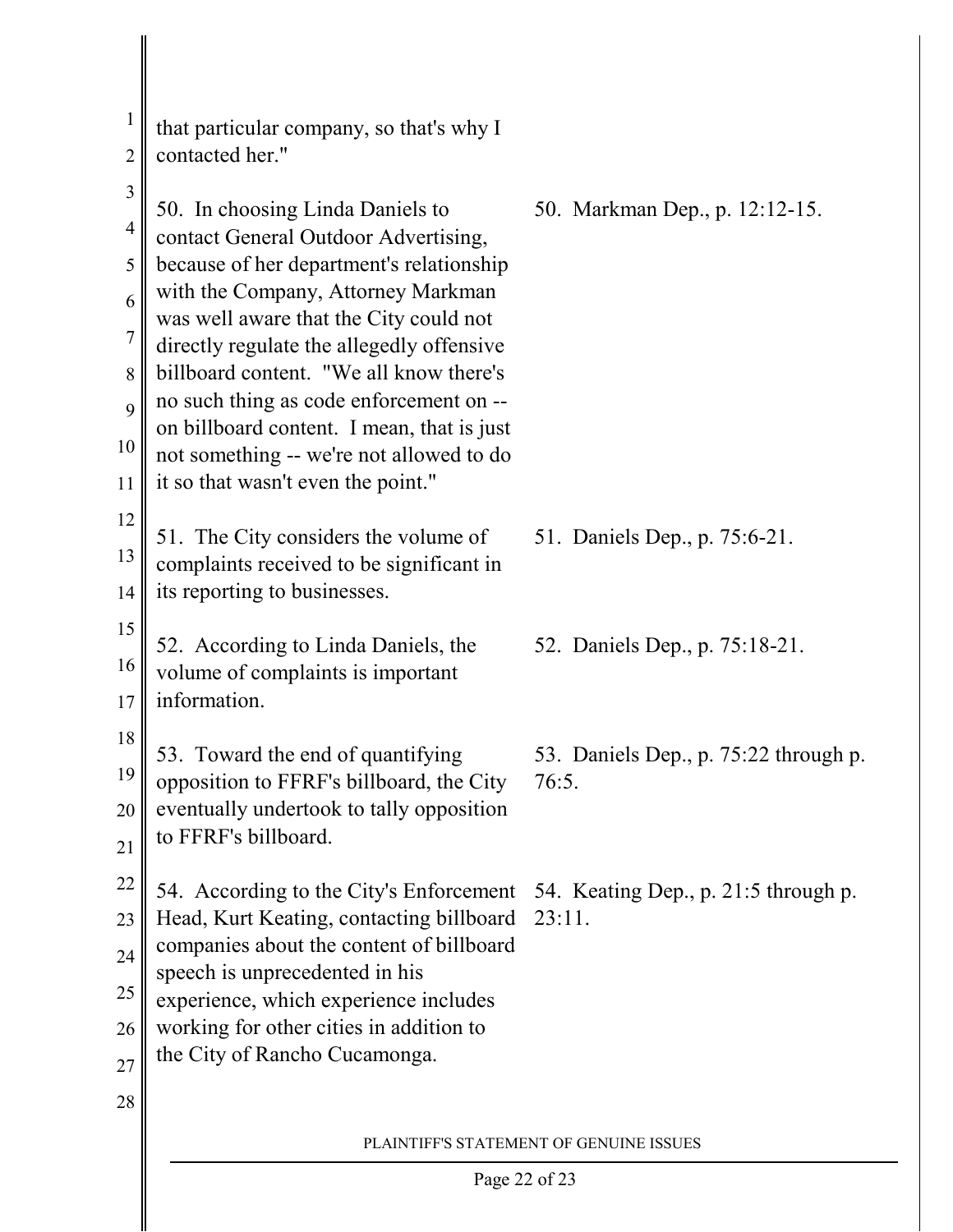| | |
|---|---|
| that particular company, so that's why I contacted her." | |
| 50. In choosing Linda Daniels to contact General Outdoor Advertising, because of her department's relationship with the Company, Attorney Markman was well aware that the City could not directly regulate the allegedly offensive billboard content. "We all know there's no such thing as code enforcement on -- on billboard content. I mean, that is just not something -- we're not allowed to do it so that wasn't even the point." | 50. Markman Dep., p. 12:12-15. |
| 51. The City considers the volume of complaints received to be significant in its reporting to businesses. | 51. Daniels Dep., p. 75:6-21. |
| 52. According to Linda Daniels, the volume of complaints is important information. | 52. Daniels Dep., p. 75:18-21. |
| 53. Toward the end of quantifying opposition to FFRF's billboard, the City eventually undertook to tally opposition to FFRF's billboard. | 53. Daniels Dep., p. 75:22 through p. 76:5. |
| 54. According to the City's Enforcement Head, Kurt Keating, contacting billboard companies about the content of billboard speech is unprecedented in his experience, which experience includes working for other cities in addition to the City of Rancho Cucamonga. | 54. Keating Dep., p. 21:5 through p. 23:11. |

PLAINTIFF'S STATEMENT OF GENUINE ISSUES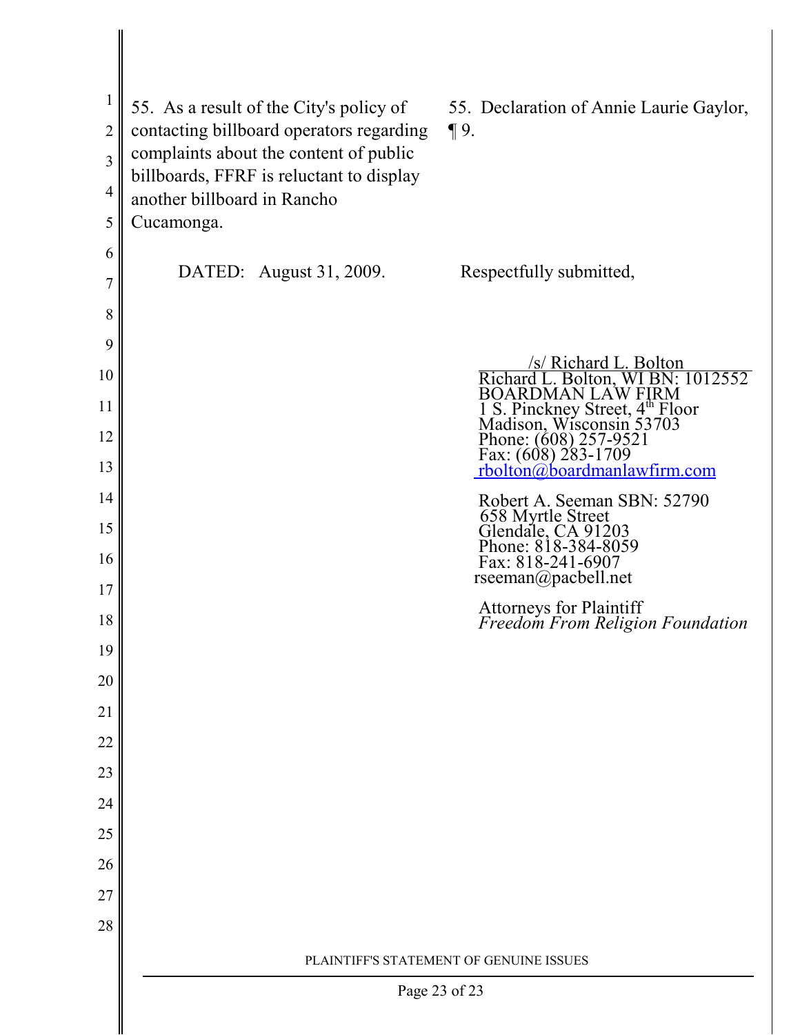| | |
|---|---|
| 55. As a result of the City's policy of contacting billboard operators regarding complaints about the content of public billboards, FFRF is reluctant to display another billboard in Rancho Cucamonga. | 55. Declaration of Annie Laurie Gaylor, ¶ 9. |

DATED: August 31, 2009.

Respectfully submitted,

/s/ Richard L. Bolton
Richard L. Bolton, WI BN: 1012552
BOARDMAN LAW FIRM
1 S. Pinckney Street, 4th Floor
Madison, Wisconsin 53703
Phone: (608) 257-9521
Fax: (608) 283-1709
rbolton@boardmanlawfirm.com

Robert A. Seeman SBN: 52790
658 Myrtle Street
Glendale, CA 91203
Phone: 818-384-8059
Fax: 818-241-6907
rseeman@pacbell.net

Attorneys for Plaintiff
*Freedom From Religion Foundation*

PLAINTIFF'S STATEMENT OF GENUINE ISSUES